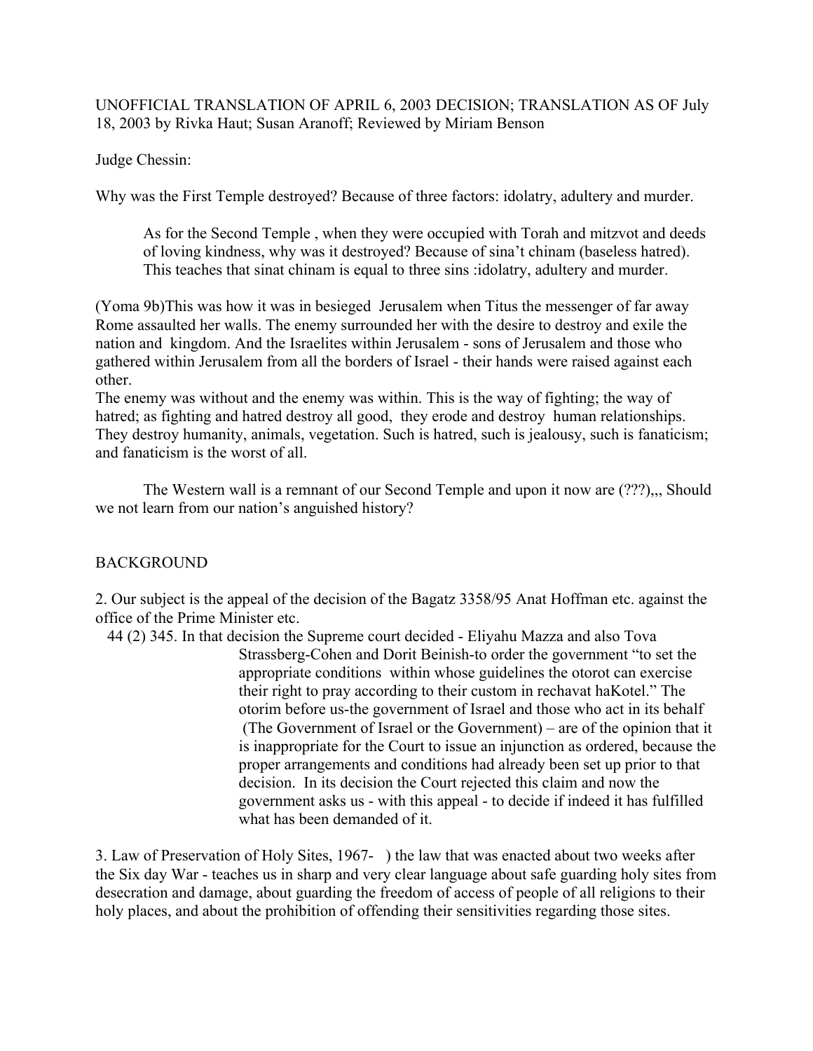UNOFFICIAL TRANSLATION OF APRIL 6, 2003 DECISION; TRANSLATION AS OF July 18, 2003 by Rivka Haut; Susan Aranoff; Reviewed by Miriam Benson

Judge Chessin:

Why was the First Temple destroyed? Because of three factors: idolatry, adultery and murder.

> As for the Second Temple , when they were occupied with Torah and mitzvot and deeds of loving kindness, why was it destroyed? Because of sina't chinam (baseless hatred). This teaches that sinat chinam is equal to three sins :idolatry, adultery and murder.

(Yoma 9b)This was how it was in besieged Jerusalem when Titus the messenger of far away Rome assaulted her walls. The enemy surrounded her with the desire to destroy and exile the nation and kingdom. And the Israelites within Jerusalem - sons of Jerusalem and those who gathered within Jerusalem from all the borders of Israel - their hands were raised against each other.
The enemy was without and the enemy was within. This is the way of fighting; the way of hatred; as fighting and hatred destroy all good, they erode and destroy human relationships. They destroy humanity, animals, vegetation. Such is hatred, such is jealousy, such is fanaticism; and fanaticism is the worst of all.

The Western wall is a remnant of our Second Temple and upon it now are (???),,, Should we not learn from our nation's anguished history?

BACKGROUND

2. Our subject is the appeal of the decision of the Bagatz 3358/95 Anat Hoffman etc. against the office of the Prime Minister etc.
44 (2) 345. In that decision the Supreme court decided - Eliyahu Mazza and also Tova Strassberg-Cohen and Dorit Beinish-to order the government "to set the appropriate conditions within whose guidelines the otorot can exercise their right to pray according to their custom in rechavat haKotel." The otorim before us-the government of Israel and those who act in its behalf (The Government of Israel or the Government) – are of the opinion that it is inappropriate for the Court to issue an injunction as ordered, because the proper arrangements and conditions had already been set up prior to that decision. In its decision the Court rejected this claim and now the government asks us - with this appeal - to decide if indeed it has fulfilled what has been demanded of it.

3. Law of Preservation of Holy Sites, 1967- ) the law that was enacted about two weeks after the Six day War - teaches us in sharp and very clear language about safe guarding holy sites from desecration and damage, about guarding the freedom of access of people of all religions to their holy places, and about the prohibition of offending their sensitivities regarding those sites.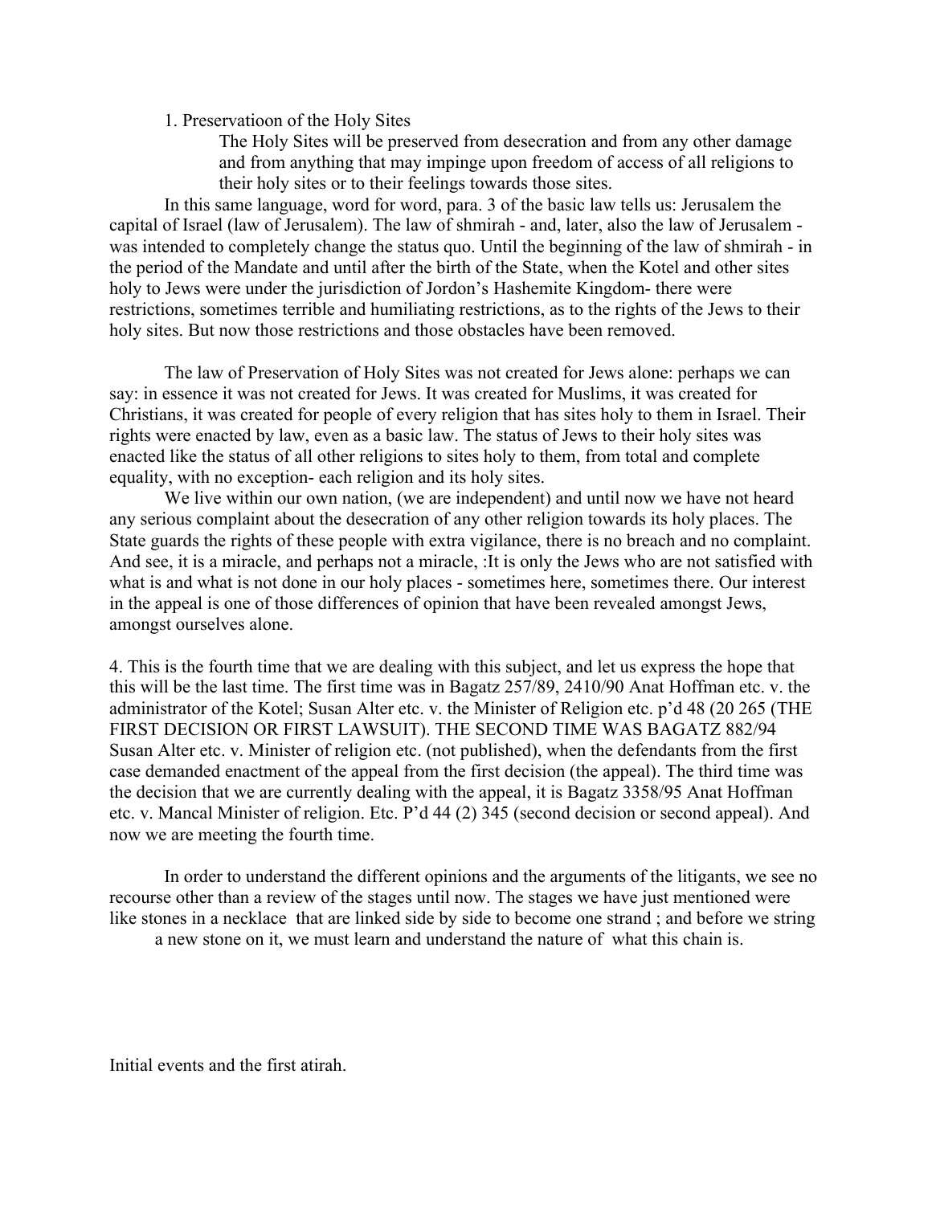1. Preservatioon of the Holy Sites

> The Holy Sites will be preserved from desecration and from any other damage and from anything that may impinge upon freedom of access of all religions to their holy sites or to their feelings towards those sites.

In this same language, word for word, para. 3 of the basic law tells us: Jerusalem the capital of Israel (law of Jerusalem). The law of shmirah - and, later, also the law of Jerusalem - was intended to completely change the status quo. Until the beginning of the law of shmirah - in the period of the Mandate and until after the birth of the State, when the Kotel and other sites holy to Jews were under the jurisdiction of Jordon's Hashemite Kingdom- there were restrictions, sometimes terrible and humiliating restrictions, as to the rights of the Jews to their holy sites. But now those restrictions and those obstacles have been removed.

The law of Preservation of Holy Sites was not created for Jews alone: perhaps we can say: in essence it was not created for Jews. It was created for Muslims, it was created for Christians, it was created for people of every religion that has sites holy to them in Israel. Their rights were enacted by law, even as a basic law. The status of Jews to their holy sites was enacted like the status of all other religions to sites holy to them, from total and complete equality, with no exception- each religion and its holy sites.

We live within our own nation, (we are independent) and until now we have not heard any serious complaint about the desecration of any other religion towards its holy places. The State guards the rights of these people with extra vigilance, there is no breach and no complaint. And see, it is a miracle, and perhaps not a miracle, :It is only the Jews who are not satisfied with what is and what is not done in our holy places - sometimes here, sometimes there. Our interest in the appeal is one of those differences of opinion that have been revealed amongst Jews, amongst ourselves alone.

4. This is the fourth time that we are dealing with this subject, and let us express the hope that this will be the last time. The first time was in Bagatz 257/89, 2410/90 Anat Hoffman etc. v. the administrator of the Kotel; Susan Alter etc. v. the Minister of Religion etc. p'd 48 (20 265 (THE FIRST DECISION OR FIRST LAWSUIT). THE SECOND TIME WAS BAGATZ 882/94 Susan Alter etc. v. Minister of religion etc. (not published), when the defendants from the first case demanded enactment of the appeal from the first decision (the appeal). The third time was the decision that we are currently dealing with the appeal, it is Bagatz 3358/95 Anat Hoffman etc. v. Mancal Minister of religion. Etc. P'd 44 (2) 345 (second decision or second appeal). And now we are meeting the fourth time.

In order to understand the different opinions and the arguments of the litigants, we see no recourse other than a review of the stages until now. The stages we have just mentioned were like stones in a necklace that are linked side by side to become one strand ; and before we string a new stone on it, we must learn and understand the nature of what this chain is.

Initial events and the first atirah.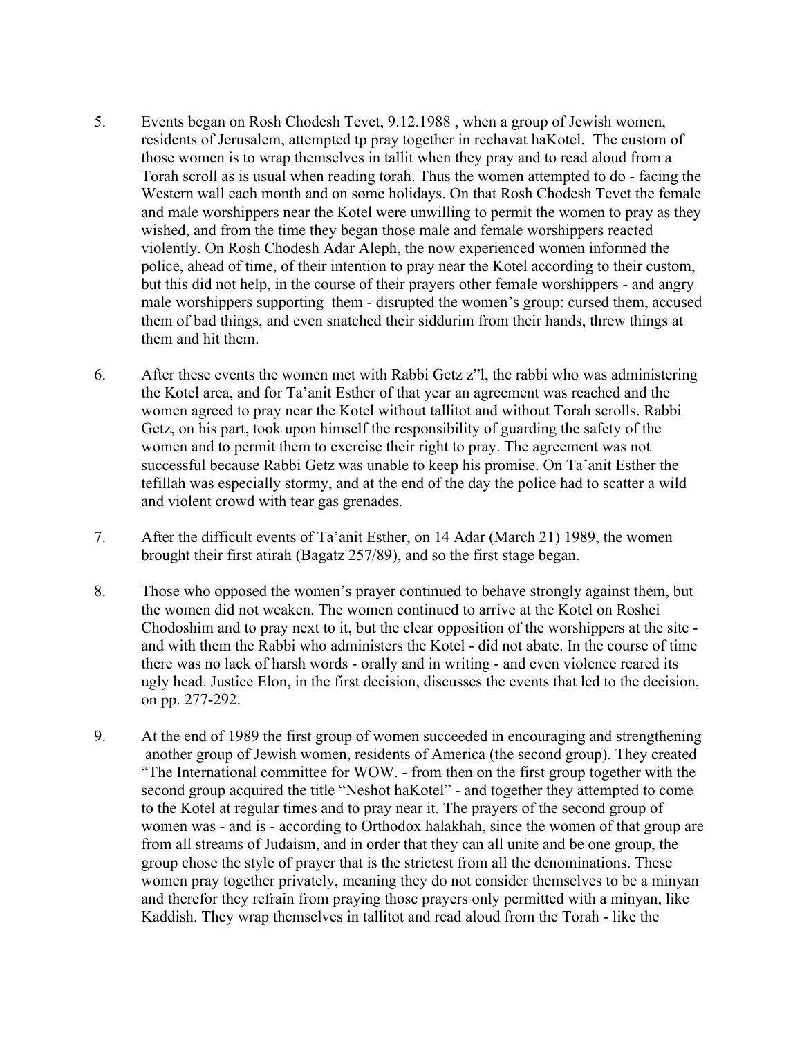5. Events began on Rosh Chodesh Tevet, 9.12.1988 , when a group of Jewish women, residents of Jerusalem, attempted tp pray together in rechavat haKotel. The custom of those women is to wrap themselves in tallit when they pray and to read aloud from a Torah scroll as is usual when reading torah. Thus the women attempted to do - facing the Western wall each month and on some holidays. On that Rosh Chodesh Tevet the female and male worshippers near the Kotel were unwilling to permit the women to pray as they wished, and from the time they began those male and female worshippers reacted violently. On Rosh Chodesh Adar Aleph, the now experienced women informed the police, ahead of time, of their intention to pray near the Kotel according to their custom, but this did not help, in the course of their prayers other female worshippers - and angry male worshippers supporting them - disrupted the women's group: cursed them, accused them of bad things, and even snatched their siddurim from their hands, threw things at them and hit them.

6. After these events the women met with Rabbi Getz z"l, the rabbi who was administering the Kotel area, and for Ta'anit Esther of that year an agreement was reached and the women agreed to pray near the Kotel without tallitot and without Torah scrolls. Rabbi Getz, on his part, took upon himself the responsibility of guarding the safety of the women and to permit them to exercise their right to pray. The agreement was not successful because Rabbi Getz was unable to keep his promise. On Ta'anit Esther the tefillah was especially stormy, and at the end of the day the police had to scatter a wild and violent crowd with tear gas grenades.

7. After the difficult events of Ta'anit Esther, on 14 Adar (March 21) 1989, the women brought their first atirah (Bagatz 257/89), and so the first stage began.

8. Those who opposed the women's prayer continued to behave strongly against them, but the women did not weaken. The women continued to arrive at the Kotel on Roshei Chodoshim and to pray next to it, but the clear opposition of the worshippers at the site - and with them the Rabbi who administers the Kotel - did not abate. In the course of time there was no lack of harsh words - orally and in writing - and even violence reared its ugly head. Justice Elon, in the first decision, discusses the events that led to the decision, on pp. 277-292.

9. At the end of 1989 the first group of women succeeded in encouraging and strengthening another group of Jewish women, residents of America (the second group). They created "The International committee for WOW. - from then on the first group together with the second group acquired the title "Neshot haKotel" - and together they attempted to come to the Kotel at regular times and to pray near it. The prayers of the second group of women was - and is - according to Orthodox halakhah, since the women of that group are from all streams of Judaism, and in order that they can all unite and be one group, the group chose the style of prayer that is the strictest from all the denominations. These women pray together privately, meaning they do not consider themselves to be a minyan and therefor they refrain from praying those prayers only permitted with a minyan, like Kaddish. They wrap themselves in tallitot and read aloud from the Torah - like the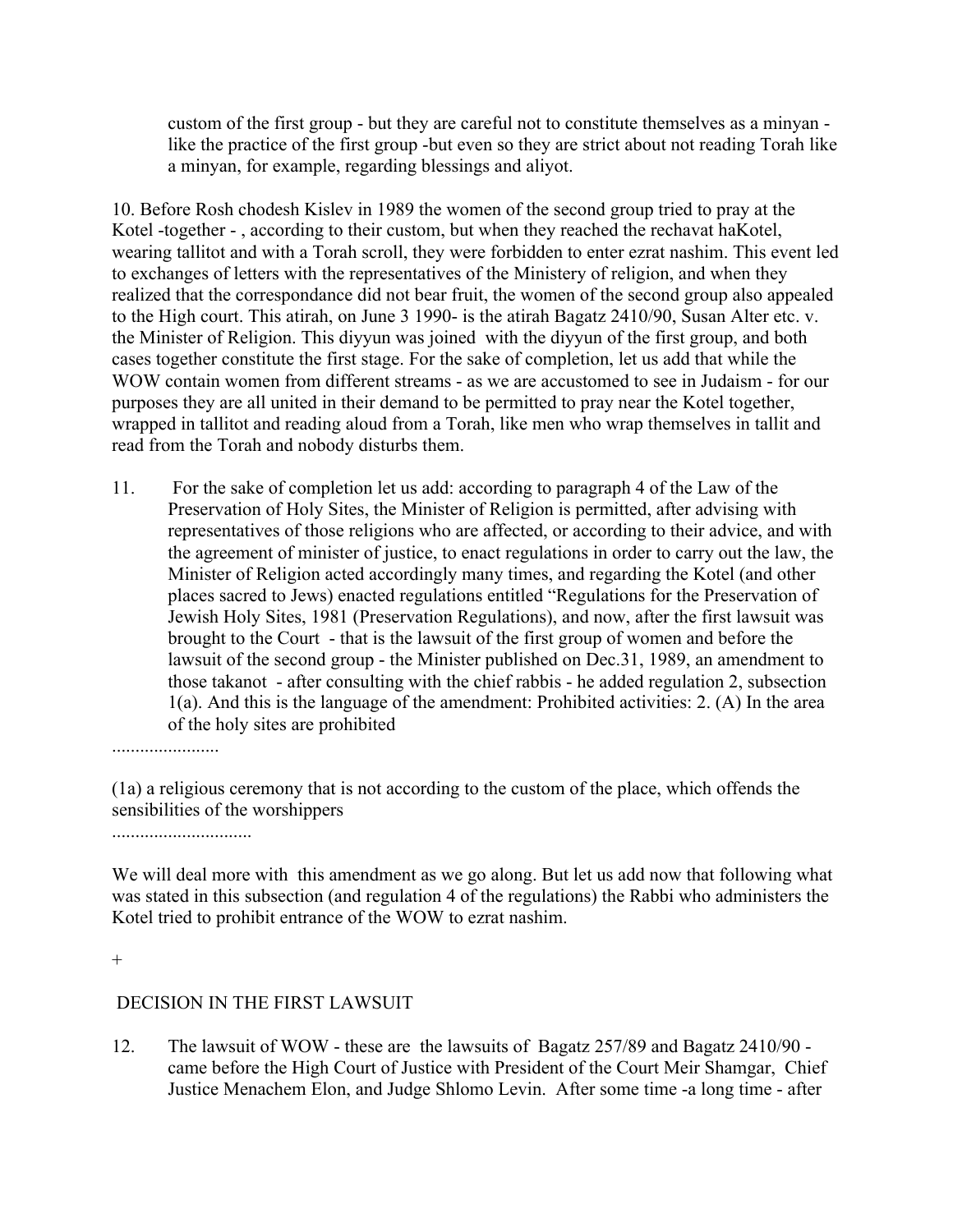custom of the first group - but they are careful not to constitute themselves as a minyan - like the practice of the first group -but even so they are strict about not reading Torah like a minyan, for example, regarding blessings and aliyot.

10. Before Rosh chodesh Kislev in 1989 the women of the second group tried to pray at the Kotel -together - , according to their custom, but when they reached the rechavat haKotel, wearing tallitot and with a Torah scroll, they were forbidden to enter ezrat nashim. This event led to exchanges of letters with the representatives of the Ministery of religion, and when they realized that the correspondance did not bear fruit, the women of the second group also appealed to the High court. This atirah, on June 3 1990- is the atirah Bagatz 2410/90, Susan Alter etc. v. the Minister of Religion. This diyyun was joined with the diyyun of the first group, and both cases together constitute the first stage. For the sake of completion, let us add that while the WOW contain women from different streams - as we are accustomed to see in Judaism - for our purposes they are all united in their demand to be permitted to pray near the Kotel together, wrapped in tallitot and reading aloud from a Torah, like men who wrap themselves in tallit and read from the Torah and nobody disturbs them.

11. For the sake of completion let us add: according to paragraph 4 of the Law of the Preservation of Holy Sites, the Minister of Religion is permitted, after advising with representatives of those religions who are affected, or according to their advice, and with the agreement of minister of justice, to enact regulations in order to carry out the law, the Minister of Religion acted accordingly many times, and regarding the Kotel (and other places sacred to Jews) enacted regulations entitled "Regulations for the Preservation of Jewish Holy Sites, 1981 (Preservation Regulations), and now, after the first lawsuit was brought to the Court - that is the lawsuit of the first group of women and before the lawsuit of the second group - the Minister published on Dec.31, 1989, an amendment to those takanot - after consulting with the chief rabbis - he added regulation 2, subsection 1(a). And this is the language of the amendment: Prohibited activities: 2. (A) In the area of the holy sites are prohibited

.......................

(1a) a religious ceremony that is not according to the custom of the place, which offends the sensibilities of the worshippers

..............................

We will deal more with this amendment as we go along. But let us add now that following what was stated in this subsection (and regulation 4 of the regulations) the Rabbi who administers the Kotel tried to prohibit entrance of the WOW to ezrat nashim.

+

## DECISION IN THE FIRST LAWSUIT

12. The lawsuit of WOW - these are the lawsuits of Bagatz 257/89 and Bagatz 2410/90 - came before the High Court of Justice with President of the Court Meir Shamgar, Chief Justice Menachem Elon, and Judge Shlomo Levin. After some time -a long time - after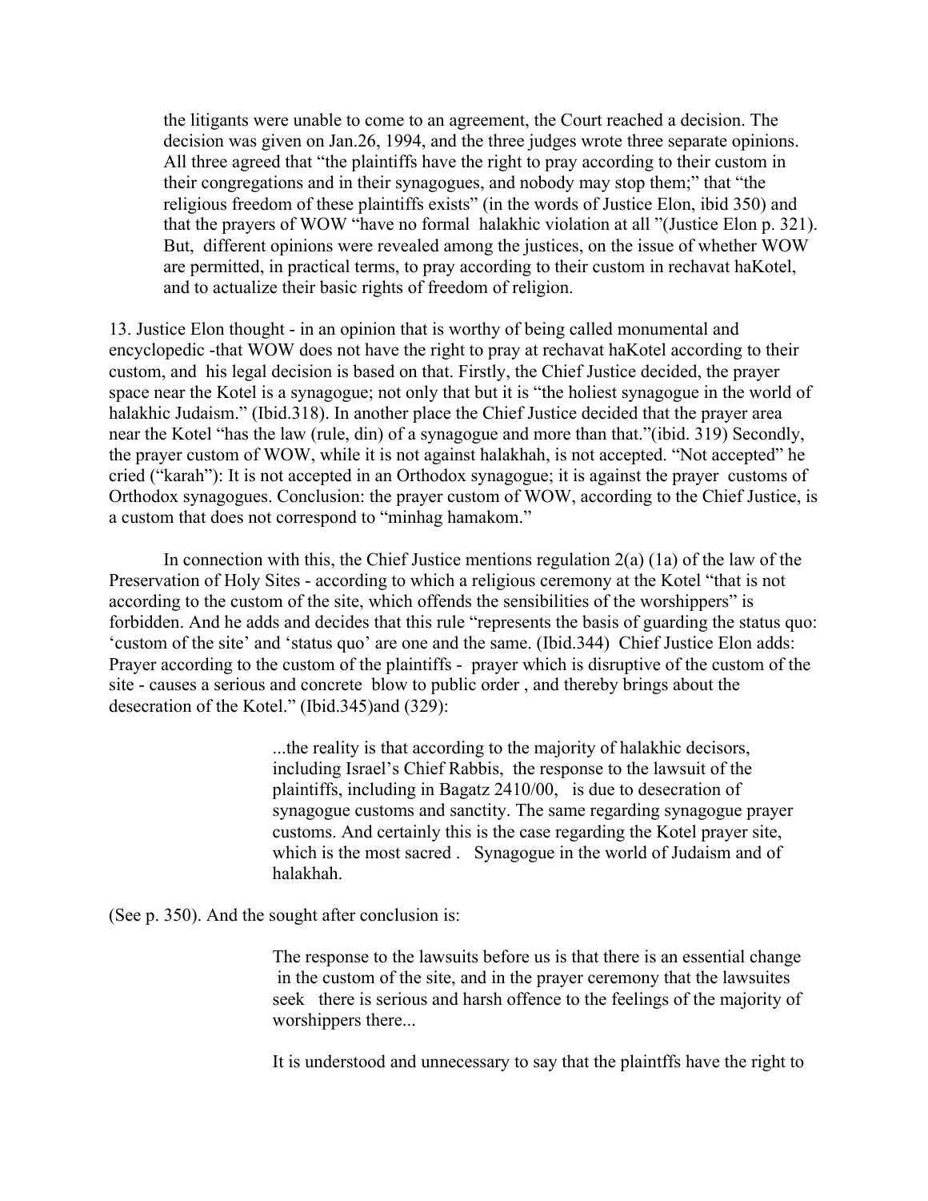the litigants were unable to come to an agreement, the Court reached a decision. The decision was given on Jan.26, 1994, and the three judges wrote three separate opinions. All three agreed that "the plaintiffs have the right to pray according to their custom in their congregations and in their synagogues, and nobody may stop them;" that "the religious freedom of these plaintiffs exists" (in the words of Justice Elon, ibid 350) and that the prayers of WOW "have no formal halakhic violation at all "(Justice Elon p. 321). But, different opinions were revealed among the justices, on the issue of whether WOW are permitted, in practical terms, to pray according to their custom in rechavat haKotel, and to actualize their basic rights of freedom of religion.

13. Justice Elon thought - in an opinion that is worthy of being called monumental and encyclopedic -that WOW does not have the right to pray at rechavat haKotel according to their custom, and his legal decision is based on that. Firstly, the Chief Justice decided, the prayer space near the Kotel is a synagogue; not only that but it is "the holiest synagogue in the world of halakhic Judaism." (Ibid.318). In another place the Chief Justice decided that the prayer area near the Kotel "has the law (rule, din) of a synagogue and more than that."(ibid. 319) Secondly, the prayer custom of WOW, while it is not against halakhah, is not accepted. "Not accepted" he cried ("karah"): It is not accepted in an Orthodox synagogue; it is against the prayer customs of Orthodox synagogues. Conclusion: the prayer custom of WOW, according to the Chief Justice, is a custom that does not correspond to "minhag hamakom."

In connection with this, the Chief Justice mentions regulation 2(a) (1a) of the law of the Preservation of Holy Sites - according to which a religious ceremony at the Kotel "that is not according to the custom of the site, which offends the sensibilities of the worshippers" is forbidden. And he adds and decides that this rule "represents the basis of guarding the status quo: 'custom of the site' and 'status quo' are one and the same. (Ibid.344) Chief Justice Elon adds: Prayer according to the custom of the plaintiffs - prayer which is disruptive of the custom of the site - causes a serious and concrete blow to public order , and thereby brings about the desecration of the Kotel." (Ibid.345)and (329):

> ...the reality is that according to the majority of halakhic decisors, including Israel's Chief Rabbis, the response to the lawsuit of the plaintiffs, including in Bagatz 2410/00, is due to desecration of synagogue customs and sanctity. The same regarding synagogue prayer customs. And certainly this is the case regarding the Kotel prayer site, which is the most sacred . Synagogue in the world of Judaism and of halakhah.

(See p. 350). And the sought after conclusion is:

> The response to the lawsuits before us is that there is an essential change in the custom of the site, and in the prayer ceremony that the lawsuites seek there is serious and harsh offence to the feelings of the majority of worshippers there...
>
> It is understood and unnecessary to say that the plaintffs have the right to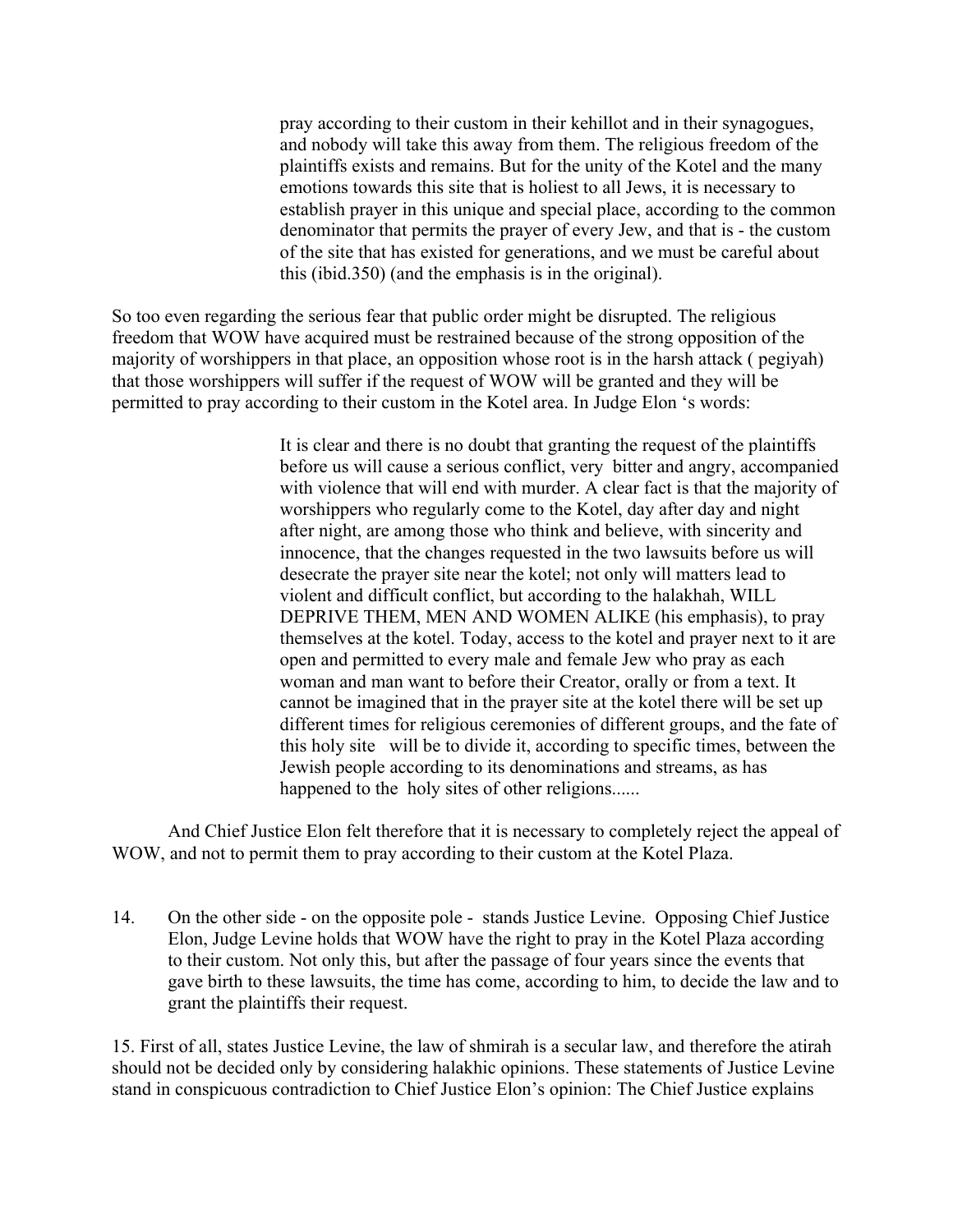> pray according to their custom in their kehillot and in their synagogues, and nobody will take this away from them. The religious freedom of the plaintiffs exists and remains. But for the unity of the Kotel and the many emotions towards this site that is holiest to all Jews, it is necessary to establish prayer in this unique and special place, according to the common denominator that permits the prayer of every Jew, and that is - the custom of the site that has existed for generations, and we must be careful about this (ibid.350) (and the emphasis is in the original).

So too even regarding the serious fear that public order might be disrupted. The religious freedom that WOW have acquired must be restrained because of the strong opposition of the majority of worshippers in that place, an opposition whose root is in the harsh attack ( pegiyah) that those worshippers will suffer if the request of WOW will be granted and they will be permitted to pray according to their custom in the Kotel area. In Judge Elon 's words:

> It is clear and there is no doubt that granting the request of the plaintiffs before us will cause a serious conflict, very bitter and angry, accompanied with violence that will end with murder. A clear fact is that the majority of worshippers who regularly come to the Kotel, day after day and night after night, are among those who think and believe, with sincerity and innocence, that the changes requested in the two lawsuits before us will desecrate the prayer site near the kotel; not only will matters lead to violent and difficult conflict, but according to the halakhah, WILL DEPRIVE THEM, MEN AND WOMEN ALIKE (his emphasis), to pray themselves at the kotel. Today, access to the kotel and prayer next to it are open and permitted to every male and female Jew who pray as each woman and man want to before their Creator, orally or from a text. It cannot be imagined that in the prayer site at the kotel there will be set up different times for religious ceremonies of different groups, and the fate of this holy site will be to divide it, according to specific times, between the Jewish people according to its denominations and streams, as has happened to the holy sites of other religions......

And Chief Justice Elon felt therefore that it is necessary to completely reject the appeal of WOW, and not to permit them to pray according to their custom at the Kotel Plaza.

14. On the other side - on the opposite pole - stands Justice Levine. Opposing Chief Justice Elon, Judge Levine holds that WOW have the right to pray in the Kotel Plaza according to their custom. Not only this, but after the passage of four years since the events that gave birth to these lawsuits, the time has come, according to him, to decide the law and to grant the plaintiffs their request.

15. First of all, states Justice Levine, the law of shmirah is a secular law, and therefore the atirah should not be decided only by considering halakhic opinions. These statements of Justice Levine stand in conspicuous contradiction to Chief Justice Elon's opinion: The Chief Justice explains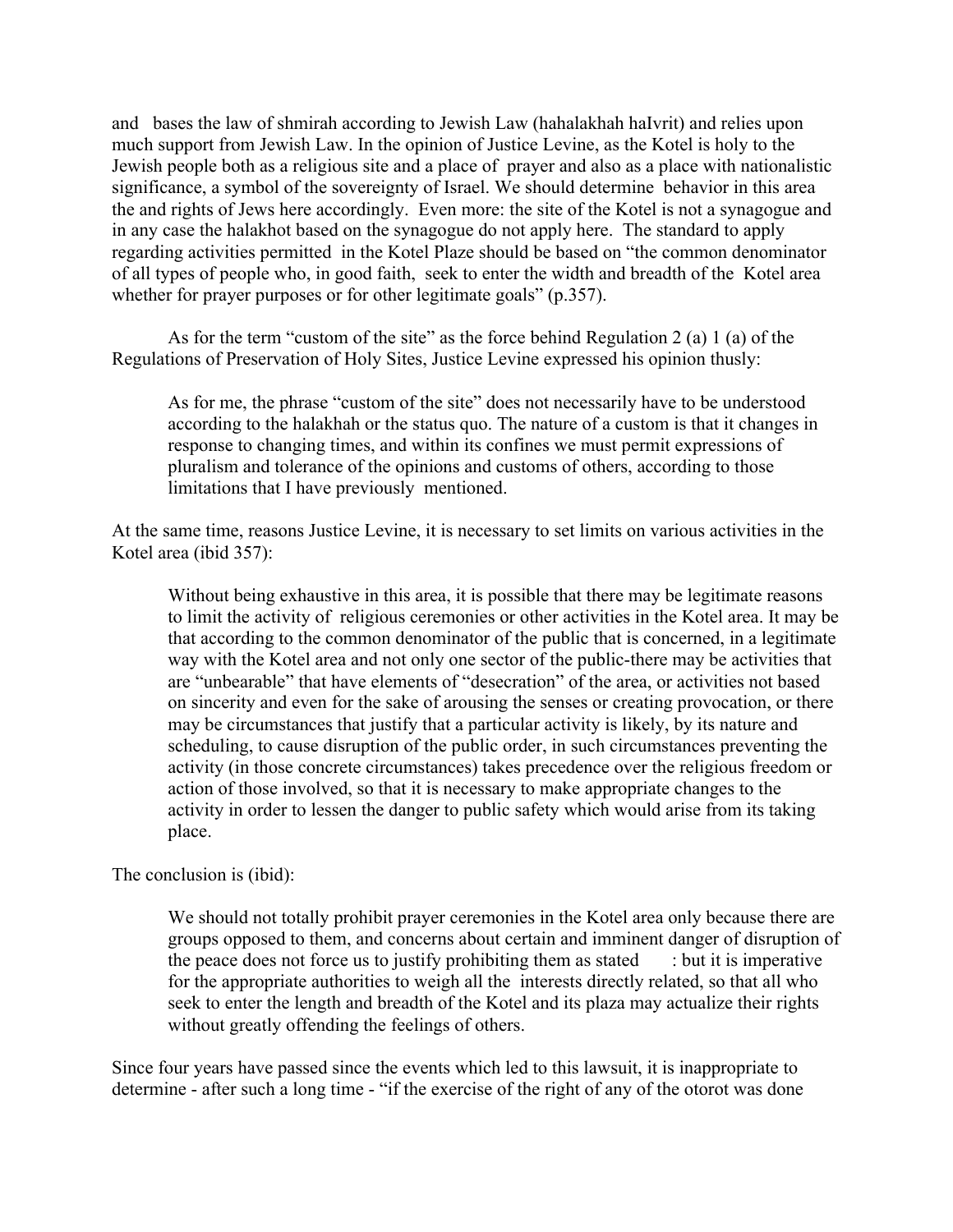and bases the law of shmirah according to Jewish Law (hahalakhah haIvrit) and relies upon much support from Jewish Law. In the opinion of Justice Levine, as the Kotel is holy to the Jewish people both as a religious site and a place of prayer and also as a place with nationalistic significance, a symbol of the sovereignty of Israel. We should determine behavior in this area the and rights of Jews here accordingly. Even more: the site of the Kotel is not a synagogue and in any case the halakhot based on the synagogue do not apply here. The standard to apply regarding activities permitted in the Kotel Plaze should be based on "the common denominator of all types of people who, in good faith, seek to enter the width and breadth of the Kotel area whether for prayer purposes or for other legitimate goals" (p.357).

As for the term "custom of the site" as the force behind Regulation 2 (a) 1 (a) of the Regulations of Preservation of Holy Sites, Justice Levine expressed his opinion thusly:

> As for me, the phrase "custom of the site" does not necessarily have to be understood according to the halakhah or the status quo. The nature of a custom is that it changes in response to changing times, and within its confines we must permit expressions of pluralism and tolerance of the opinions and customs of others, according to those limitations that I have previously mentioned.

At the same time, reasons Justice Levine, it is necessary to set limits on various activities in the Kotel area (ibid 357):

> Without being exhaustive in this area, it is possible that there may be legitimate reasons to limit the activity of religious ceremonies or other activities in the Kotel area. It may be that according to the common denominator of the public that is concerned, in a legitimate way with the Kotel area and not only one sector of the public-there may be activities that are "unbearable" that have elements of "desecration" of the area, or activities not based on sincerity and even for the sake of arousing the senses or creating provocation, or there may be circumstances that justify that a particular activity is likely, by its nature and scheduling, to cause disruption of the public order, in such circumstances preventing the activity (in those concrete circumstances) takes precedence over the religious freedom or action of those involved, so that it is necessary to make appropriate changes to the activity in order to lessen the danger to public safety which would arise from its taking place.

The conclusion is (ibid):

> We should not totally prohibit prayer ceremonies in the Kotel area only because there are groups opposed to them, and concerns about certain and imminent danger of disruption of the peace does not force us to justify prohibiting them as stated : but it is imperative for the appropriate authorities to weigh all the interests directly related, so that all who seek to enter the length and breadth of the Kotel and its plaza may actualize their rights without greatly offending the feelings of others.

Since four years have passed since the events which led to this lawsuit, it is inappropriate to determine - after such a long time - "if the exercise of the right of any of the otorot was done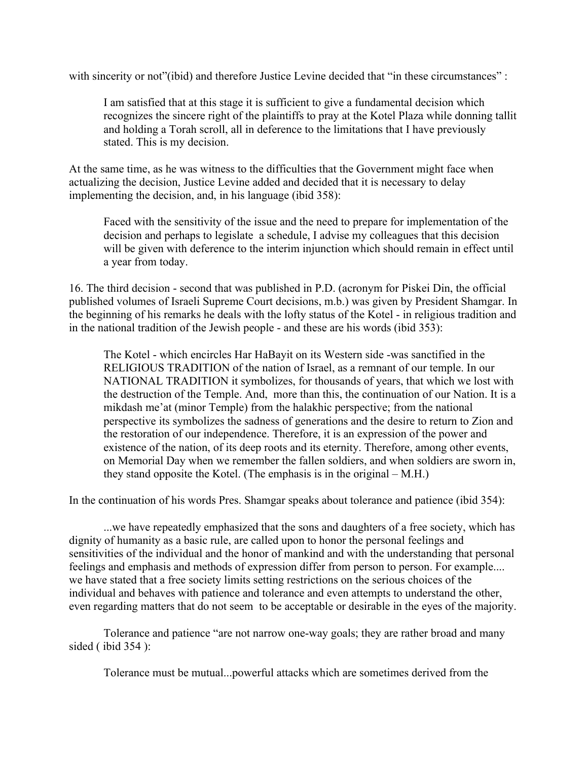with sincerity or not"(ibid) and therefore Justice Levine decided that "in these circumstances" :

> I am satisfied that at this stage it is sufficient to give a fundamental decision which recognizes the sincere right of the plaintiffs to pray at the Kotel Plaza while donning tallit and holding a Torah scroll, all in deference to the limitations that I have previously stated. This is my decision.

At the same time, as he was witness to the difficulties that the Government might face when actualizing the decision, Justice Levine added and decided that it is necessary to delay implementing the decision, and, in his language (ibid 358):

> Faced with the sensitivity of the issue and the need to prepare for implementation of the decision and perhaps to legislate a schedule, I advise my colleagues that this decision will be given with deference to the interim injunction which should remain in effect until a year from today.

16. The third decision - second that was published in P.D. (acronym for Piskei Din, the official published volumes of Israeli Supreme Court decisions, m.b.) was given by President Shamgar. In the beginning of his remarks he deals with the lofty status of the Kotel - in religious tradition and in the national tradition of the Jewish people - and these are his words (ibid 353):

> The Kotel - which encircles Har HaBayit on its Western side -was sanctified in the RELIGIOUS TRADITION of the nation of Israel, as a remnant of our temple. In our NATIONAL TRADITION it symbolizes, for thousands of years, that which we lost with the destruction of the Temple. And, more than this, the continuation of our Nation. It is a mikdash me'at (minor Temple) from the halakhic perspective; from the national perspective its symbolizes the sadness of generations and the desire to return to Zion and the restoration of our independence. Therefore, it is an expression of the power and existence of the nation, of its deep roots and its eternity. Therefore, among other events, on Memorial Day when we remember the fallen soldiers, and when soldiers are sworn in, they stand opposite the Kotel. (The emphasis is in the original – M.H.)

In the continuation of his words Pres. Shamgar speaks about tolerance and patience (ibid 354):

...we have repeatedly emphasized that the sons and daughters of a free society, which has dignity of humanity as a basic rule, are called upon to honor the personal feelings and sensitivities of the individual and the honor of mankind and with the understanding that personal feelings and emphasis and methods of expression differ from person to person. For example.... we have stated that a free society limits setting restrictions on the serious choices of the individual and behaves with patience and tolerance and even attempts to understand the other, even regarding matters that do not seem to be acceptable or desirable in the eyes of the majority.

Tolerance and patience "are not narrow one-way goals; they are rather broad and many sided ( ibid 354 ):

> Tolerance must be mutual...powerful attacks which are sometimes derived from the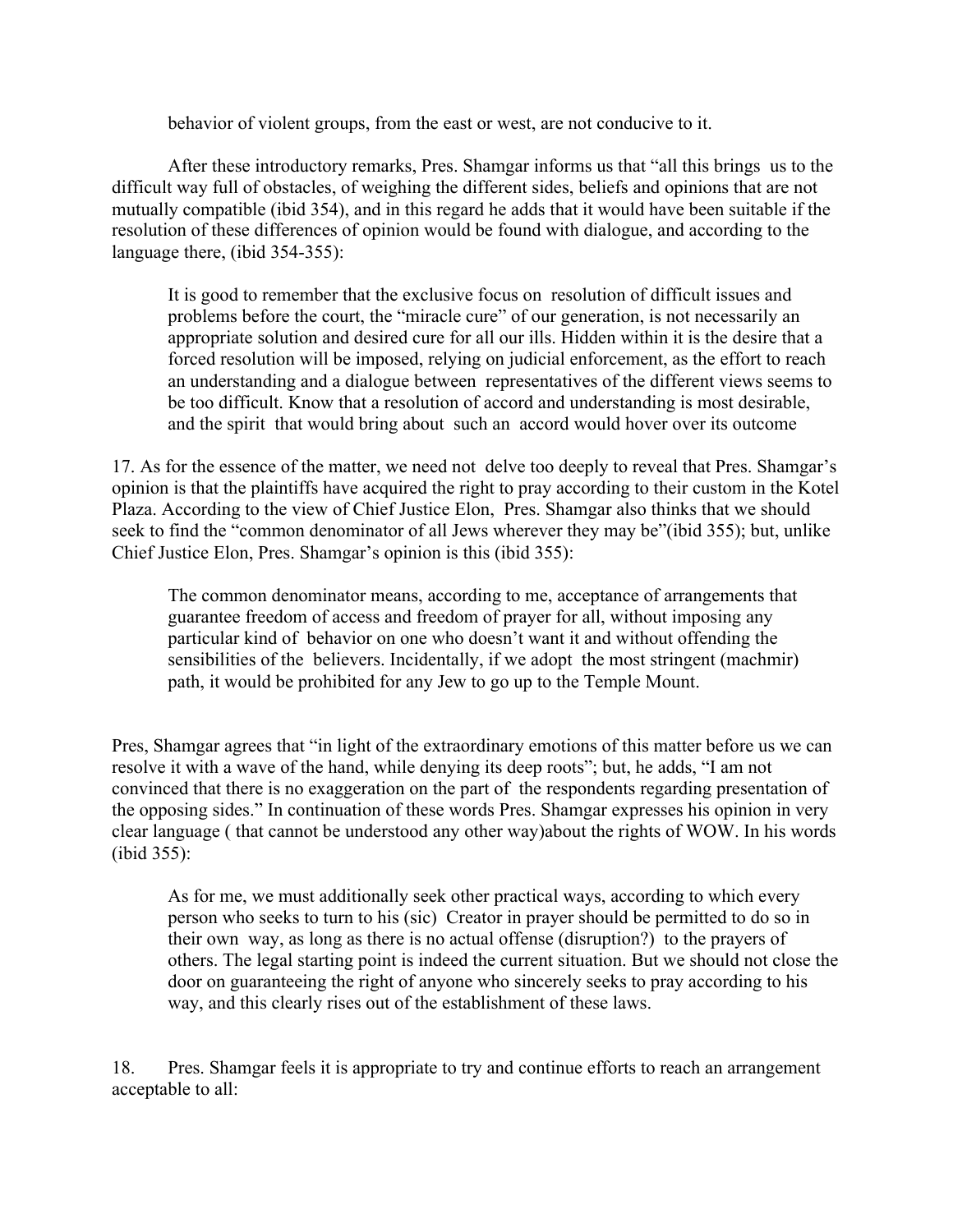behavior of violent groups, from the east or west, are not conducive to it.

After these introductory remarks, Pres. Shamgar informs us that "all this brings us to the difficult way full of obstacles, of weighing the different sides, beliefs and opinions that are not mutually compatible (ibid 354), and in this regard he adds that it would have been suitable if the resolution of these differences of opinion would be found with dialogue, and according to the language there, (ibid 354-355):

> It is good to remember that the exclusive focus on resolution of difficult issues and problems before the court, the "miracle cure" of our generation, is not necessarily an appropriate solution and desired cure for all our ills. Hidden within it is the desire that a forced resolution will be imposed, relying on judicial enforcement, as the effort to reach an understanding and a dialogue between representatives of the different views seems to be too difficult. Know that a resolution of accord and understanding is most desirable, and the spirit that would bring about such an accord would hover over its outcome

17. As for the essence of the matter, we need not delve too deeply to reveal that Pres. Shamgar's opinion is that the plaintiffs have acquired the right to pray according to their custom in the Kotel Plaza. According to the view of Chief Justice Elon, Pres. Shamgar also thinks that we should seek to find the "common denominator of all Jews wherever they may be"(ibid 355); but, unlike Chief Justice Elon, Pres. Shamgar's opinion is this (ibid 355):

> The common denominator means, according to me, acceptance of arrangements that guarantee freedom of access and freedom of prayer for all, without imposing any particular kind of behavior on one who doesn't want it and without offending the sensibilities of the believers. Incidentally, if we adopt the most stringent (machmir) path, it would be prohibited for any Jew to go up to the Temple Mount.

Pres, Shamgar agrees that "in light of the extraordinary emotions of this matter before us we can resolve it with a wave of the hand, while denying its deep roots"; but, he adds, "I am not convinced that there is no exaggeration on the part of the respondents regarding presentation of the opposing sides." In continuation of these words Pres. Shamgar expresses his opinion in very clear language ( that cannot be understood any other way)about the rights of WOW. In his words (ibid 355):

> As for me, we must additionally seek other practical ways, according to which every person who seeks to turn to his (sic) Creator in prayer should be permitted to do so in their own way, as long as there is no actual offense (disruption?) to the prayers of others. The legal starting point is indeed the current situation. But we should not close the door on guaranteeing the right of anyone who sincerely seeks to pray according to his way, and this clearly rises out of the establishment of these laws.

18. Pres. Shamgar feels it is appropriate to try and continue efforts to reach an arrangement acceptable to all: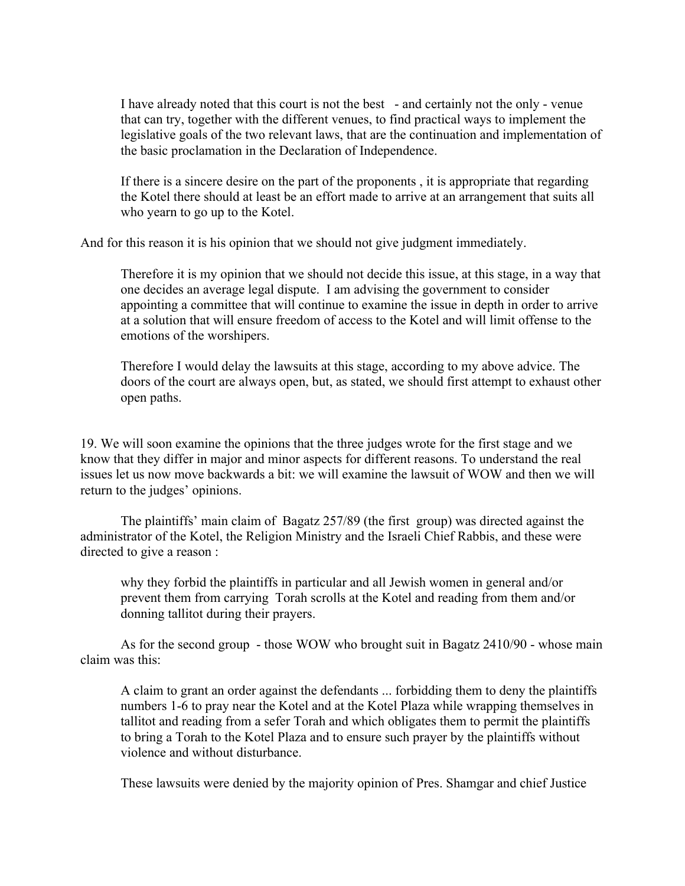> I have already noted that this court is not the best - and certainly not the only - venue that can try, together with the different venues, to find practical ways to implement the legislative goals of the two relevant laws, that are the continuation and implementation of the basic proclamation in the Declaration of Independence.
>
> If there is a sincere desire on the part of the proponents , it is appropriate that regarding the Kotel there should at least be an effort made to arrive at an arrangement that suits all who yearn to go up to the Kotel.

And for this reason it is his opinion that we should not give judgment immediately.

> Therefore it is my opinion that we should not decide this issue, at this stage, in a way that one decides an average legal dispute. I am advising the government to consider appointing a committee that will continue to examine the issue in depth in order to arrive at a solution that will ensure freedom of access to the Kotel and will limit offense to the emotions of the worshipers.
>
> Therefore I would delay the lawsuits at this stage, according to my above advice. The doors of the court are always open, but, as stated, we should first attempt to exhaust other open paths.

19. We will soon examine the opinions that the three judges wrote for the first stage and we know that they differ in major and minor aspects for different reasons. To understand the real issues let us now move backwards a bit: we will examine the lawsuit of WOW and then we will return to the judges' opinions.

The plaintiffs' main claim of Bagatz 257/89 (the first group) was directed against the administrator of the Kotel, the Religion Ministry and the Israeli Chief Rabbis, and these were directed to give a reason :

> why they forbid the plaintiffs in particular and all Jewish women in general and/or prevent them from carrying Torah scrolls at the Kotel and reading from them and/or donning tallitot during their prayers.

As for the second group - those WOW who brought suit in Bagatz 2410/90 - whose main claim was this:

> A claim to grant an order against the defendants ... forbidding them to deny the plaintiffs numbers 1-6 to pray near the Kotel and at the Kotel Plaza while wrapping themselves in tallitot and reading from a sefer Torah and which obligates them to permit the plaintiffs to bring a Torah to the Kotel Plaza and to ensure such prayer by the plaintiffs without violence and without disturbance.

These lawsuits were denied by the majority opinion of Pres. Shamgar and chief Justice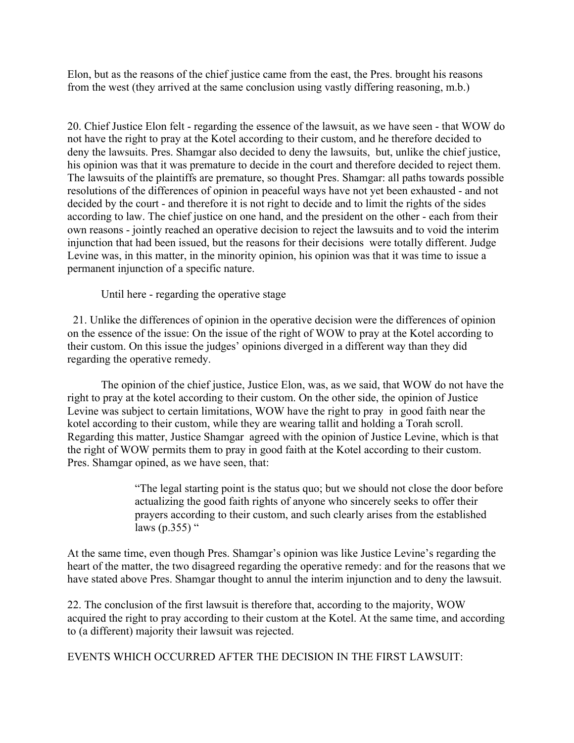Elon, but as the reasons of the chief justice came from the east, the Pres. brought his reasons from the west (they arrived at the same conclusion using vastly differing reasoning, m.b.)

20. Chief Justice Elon felt - regarding the essence of the lawsuit, as we have seen - that WOW do not have the right to pray at the Kotel according to their custom, and he therefore decided to deny the lawsuits. Pres. Shamgar also decided to deny the lawsuits, but, unlike the chief justice, his opinion was that it was premature to decide in the court and therefore decided to reject them. The lawsuits of the plaintiffs are premature, so thought Pres. Shamgar: all paths towards possible resolutions of the differences of opinion in peaceful ways have not yet been exhausted - and not decided by the court - and therefore it is not right to decide and to limit the rights of the sides according to law. The chief justice on one hand, and the president on the other - each from their own reasons - jointly reached an operative decision to reject the lawsuits and to void the interim injunction that had been issued, but the reasons for their decisions were totally different. Judge Levine was, in this matter, in the minority opinion, his opinion was that it was time to issue a permanent injunction of a specific nature.

Until here - regarding the operative stage

21. Unlike the differences of opinion in the operative decision were the differences of opinion on the essence of the issue: On the issue of the right of WOW to pray at the Kotel according to their custom. On this issue the judges' opinions diverged in a different way than they did regarding the operative remedy.

The opinion of the chief justice, Justice Elon, was, as we said, that WOW do not have the right to pray at the kotel according to their custom. On the other side, the opinion of Justice Levine was subject to certain limitations, WOW have the right to pray in good faith near the kotel according to their custom, while they are wearing tallit and holding a Torah scroll. Regarding this matter, Justice Shamgar agreed with the opinion of Justice Levine, which is that the right of WOW permits them to pray in good faith at the Kotel according to their custom. Pres. Shamgar opined, as we have seen, that:

> "The legal starting point is the status quo; but we should not close the door before actualizing the good faith rights of anyone who sincerely seeks to offer their prayers according to their custom, and such clearly arises from the established laws (p.355) "

At the same time, even though Pres. Shamgar's opinion was like Justice Levine's regarding the heart of the matter, the two disagreed regarding the operative remedy: and for the reasons that we have stated above Pres. Shamgar thought to annul the interim injunction and to deny the lawsuit.

22. The conclusion of the first lawsuit is therefore that, according to the majority, WOW acquired the right to pray according to their custom at the Kotel. At the same time, and according to (a different) majority their lawsuit was rejected.

EVENTS WHICH OCCURRED AFTER THE DECISION IN THE FIRST LAWSUIT: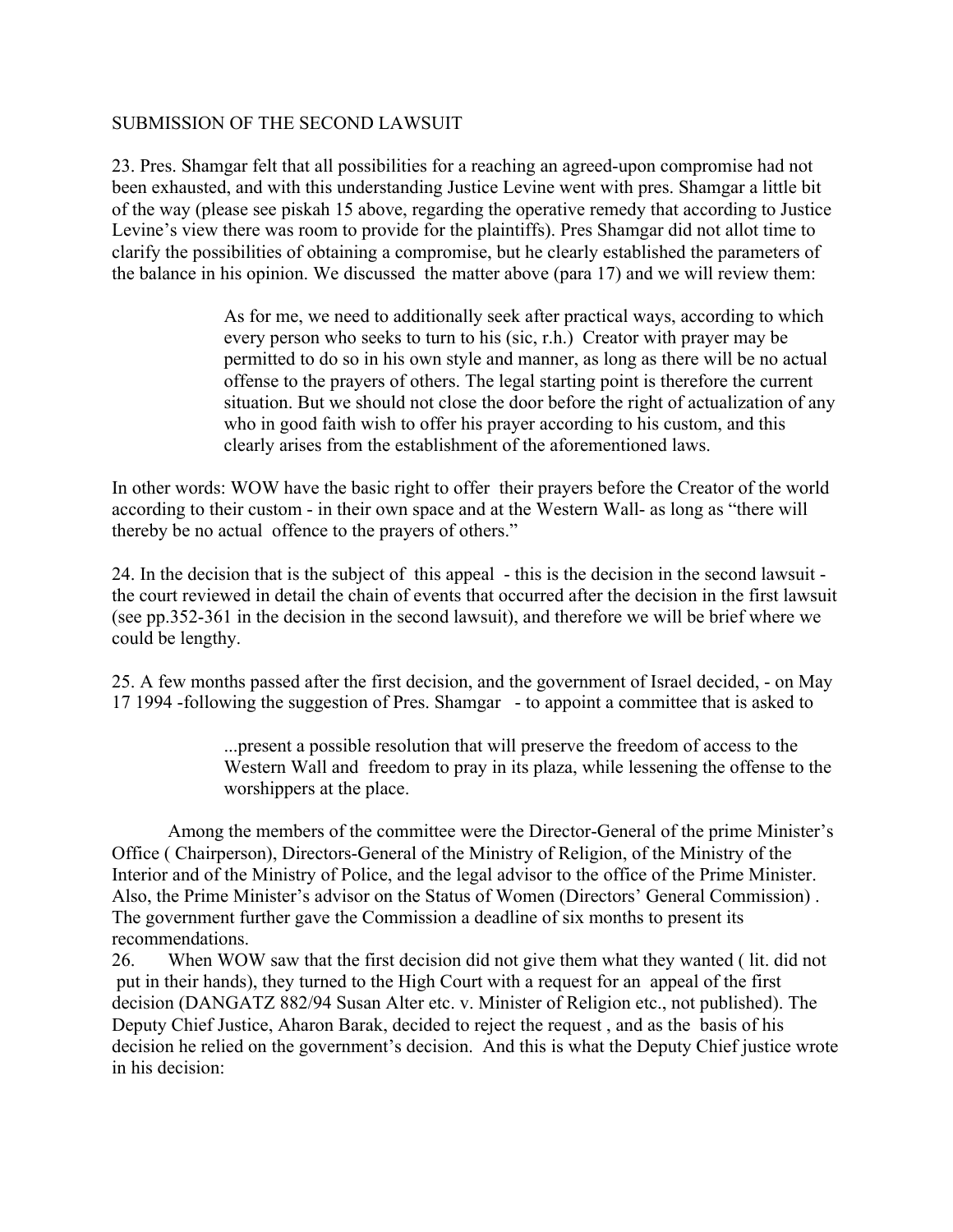SUBMISSION OF THE SECOND LAWSUIT

23. Pres. Shamgar felt that all possibilities for a reaching an agreed-upon compromise had not been exhausted, and with this understanding Justice Levine went with pres. Shamgar a little bit of the way (please see piskah 15 above, regarding the operative remedy that according to Justice Levine's view there was room to provide for the plaintiffs). Pres Shamgar did not allot time to clarify the possibilities of obtaining a compromise, but he clearly established the parameters of the balance in his opinion. We discussed the matter above (para 17) and we will review them:

> As for me, we need to additionally seek after practical ways, according to which every person who seeks to turn to his (sic, r.h.) Creator with prayer may be permitted to do so in his own style and manner, as long as there will be no actual offense to the prayers of others. The legal starting point is therefore the current situation. But we should not close the door before the right of actualization of any who in good faith wish to offer his prayer according to his custom, and this clearly arises from the establishment of the aforementioned laws.

In other words: WOW have the basic right to offer their prayers before the Creator of the world according to their custom - in their own space and at the Western Wall- as long as "there will thereby be no actual offence to the prayers of others."

24. In the decision that is the subject of this appeal - this is the decision in the second lawsuit - the court reviewed in detail the chain of events that occurred after the decision in the first lawsuit (see pp.352-361 in the decision in the second lawsuit), and therefore we will be brief where we could be lengthy.

25. A few months passed after the first decision, and the government of Israel decided, - on May 17 1994 -following the suggestion of Pres. Shamgar - to appoint a committee that is asked to

> ...present a possible resolution that will preserve the freedom of access to the Western Wall and freedom to pray in its plaza, while lessening the offense to the worshippers at the place.

Among the members of the committee were the Director-General of the prime Minister's Office ( Chairperson), Directors-General of the Ministry of Religion, of the Ministry of the Interior and of the Ministry of Police, and the legal advisor to the office of the Prime Minister. Also, the Prime Minister's advisor on the Status of Women (Directors' General Commission) . The government further gave the Commission a deadline of six months to present its recommendations.

26. When WOW saw that the first decision did not give them what they wanted ( lit. did not put in their hands), they turned to the High Court with a request for an appeal of the first decision (DANGATZ 882/94 Susan Alter etc. v. Minister of Religion etc., not published). The Deputy Chief Justice, Aharon Barak, decided to reject the request , and as the basis of his decision he relied on the government's decision. And this is what the Deputy Chief justice wrote in his decision: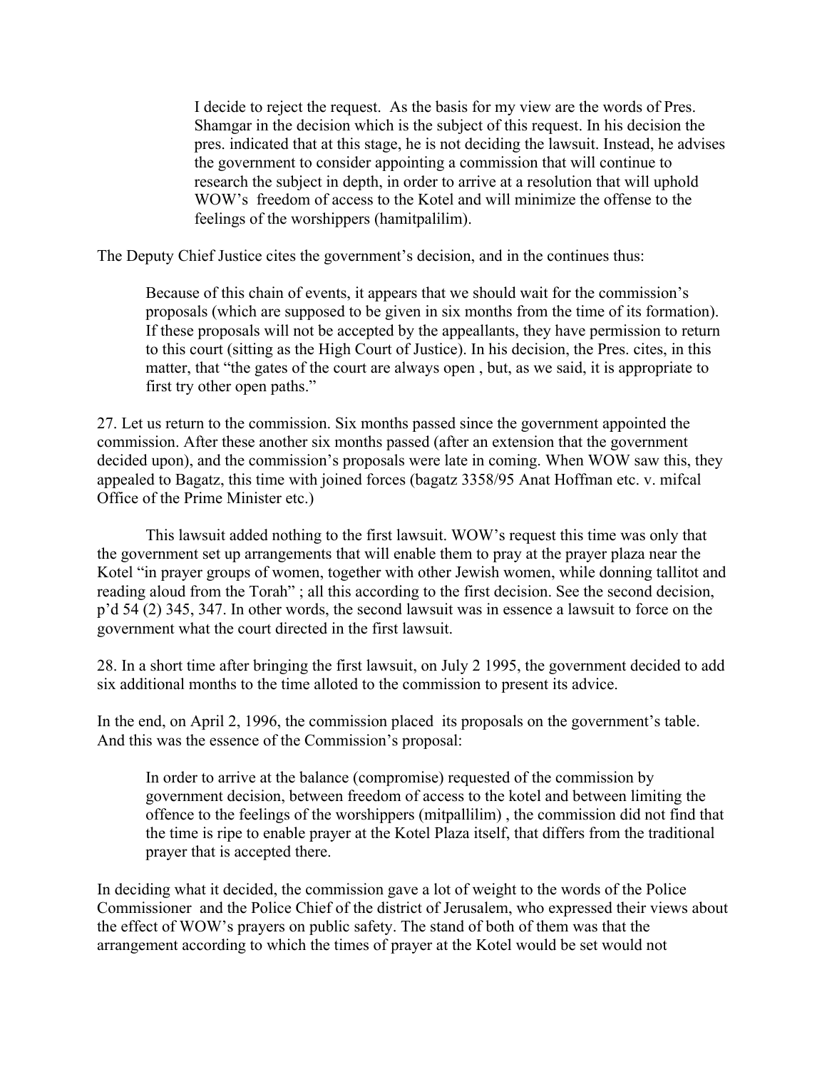> I decide to reject the request. As the basis for my view are the words of Pres. Shamgar in the decision which is the subject of this request. In his decision the pres. indicated that at this stage, he is not deciding the lawsuit. Instead, he advises the government to consider appointing a commission that will continue to research the subject in depth, in order to arrive at a resolution that will uphold WOW's freedom of access to the Kotel and will minimize the offense to the feelings of the worshippers (hamitpalilim).

The Deputy Chief Justice cites the government's decision, and in the continues thus:

> Because of this chain of events, it appears that we should wait for the commission's proposals (which are supposed to be given in six months from the time of its formation). If these proposals will not be accepted by the appellants, they have permission to return to this court (sitting as the High Court of Justice). In his decision, the Pres. cites, in this matter, that "the gates of the court are always open , but, as we said, it is appropriate to first try other open paths."

27. Let us return to the commission. Six months passed since the government appointed the commission. After these another six months passed (after an extension that the government decided upon), and the commission's proposals were late in coming. When WOW saw this, they appealed to Bagatz, this time with joined forces (bagatz 3358/95 Anat Hoffman etc. v. mifcal Office of the Prime Minister etc.)

This lawsuit added nothing to the first lawsuit. WOW's request this time was only that the government set up arrangements that will enable them to pray at the prayer plaza near the Kotel "in prayer groups of women, together with other Jewish women, while donning tallitot and reading aloud from the Torah" ; all this according to the first decision. See the second decision, p'd 54 (2) 345, 347. In other words, the second lawsuit was in essence a lawsuit to force on the government what the court directed in the first lawsuit.

28. In a short time after bringing the first lawsuit, on July 2 1995, the government decided to add six additional months to the time alloted to the commission to present its advice.

In the end, on April 2, 1996, the commission placed its proposals on the government's table. And this was the essence of the Commission's proposal:

> In order to arrive at the balance (compromise) requested of the commission by government decision, between freedom of access to the kotel and between limiting the offence to the feelings of the worshippers (mitpallilim) , the commission did not find that the time is ripe to enable prayer at the Kotel Plaza itself, that differs from the traditional prayer that is accepted there.

In deciding what it decided, the commission gave a lot of weight to the words of the Police Commissioner and the Police Chief of the district of Jerusalem, who expressed their views about the effect of WOW's prayers on public safety. The stand of both of them was that the arrangement according to which the times of prayer at the Kotel would be set would not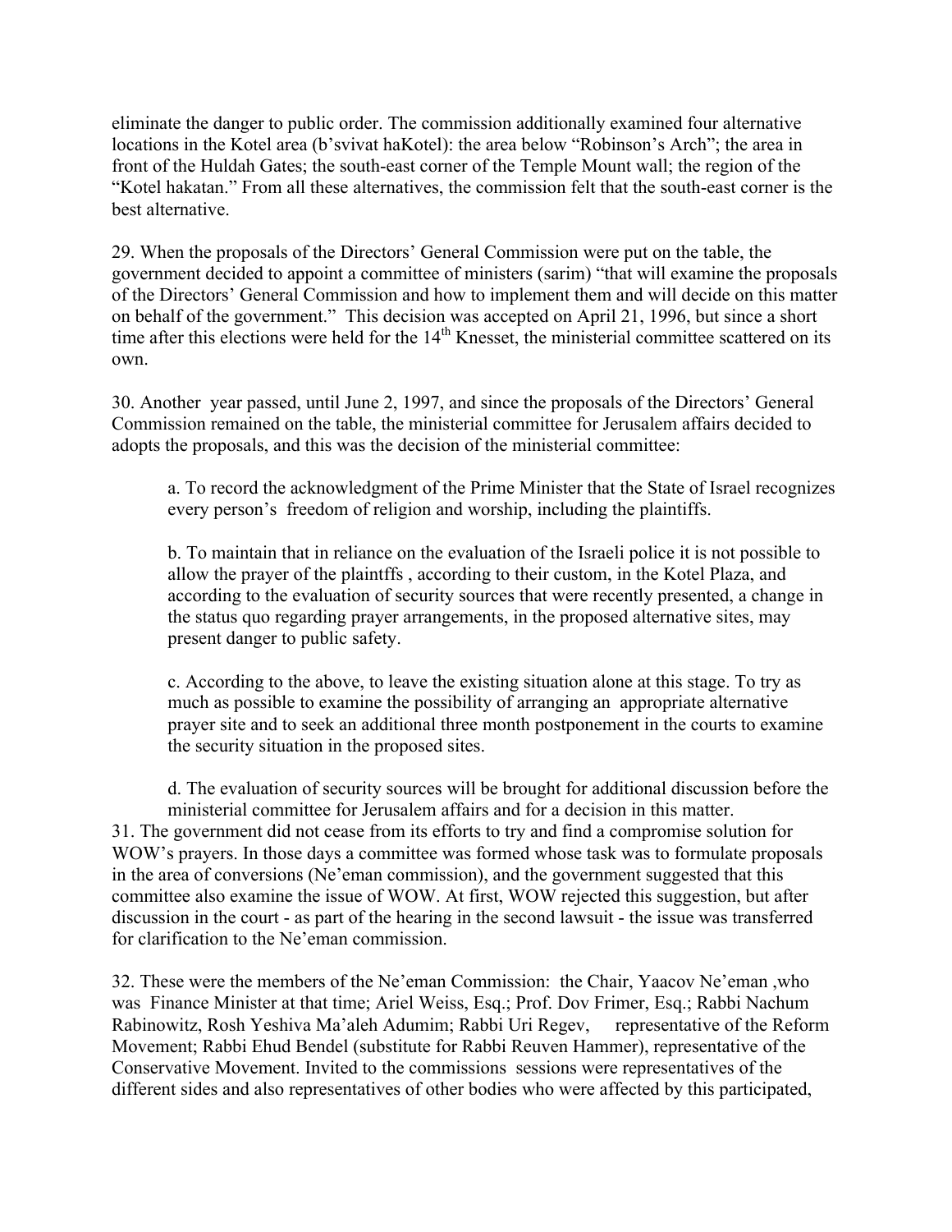eliminate the danger to public order. The commission additionally examined four alternative locations in the Kotel area (b'svivat haKotel): the area below "Robinson's Arch"; the area in front of the Huldah Gates; the south-east corner of the Temple Mount wall; the region of the "Kotel hakatan." From all these alternatives, the commission felt that the south-east corner is the best alternative.

29. When the proposals of the Directors' General Commission were put on the table, the government decided to appoint a committee of ministers (sarim) "that will examine the proposals of the Directors' General Commission and how to implement them and will decide on this matter on behalf of the government." This decision was accepted on April 21, 1996, but since a short time after this elections were held for the 14th Knesset, the ministerial committee scattered on its own.

30. Another year passed, until June 2, 1997, and since the proposals of the Directors' General Commission remained on the table, the ministerial committee for Jerusalem affairs decided to adopts the proposals, and this was the decision of the ministerial committee:

> a. To record the acknowledgment of the Prime Minister that the State of Israel recognizes every person's freedom of religion and worship, including the plaintiffs.
>
> b. To maintain that in reliance on the evaluation of the Israeli police it is not possible to allow the prayer of the plaintffs , according to their custom, in the Kotel Plaza, and according to the evaluation of security sources that were recently presented, a change in the status quo regarding prayer arrangements, in the proposed alternative sites, may present danger to public safety.
>
> c. According to the above, to leave the existing situation alone at this stage. To try as much as possible to examine the possibility of arranging an appropriate alternative prayer site and to seek an additional three month postponement in the courts to examine the security situation in the proposed sites.
>
> d. The evaluation of security sources will be brought for additional discussion before the ministerial committee for Jerusalem affairs and for a decision in this matter.

31. The government did not cease from its efforts to try and find a compromise solution for WOW's prayers. In those days a committee was formed whose task was to formulate proposals in the area of conversions (Ne'eman commission), and the government suggested that this committee also examine the issue of WOW. At first, WOW rejected this suggestion, but after discussion in the court - as part of the hearing in the second lawsuit - the issue was transferred for clarification to the Ne'eman commission.

32. These were the members of the Ne'eman Commission: the Chair, Yaacov Ne'eman ,who was Finance Minister at that time; Ariel Weiss, Esq.; Prof. Dov Frimer, Esq.; Rabbi Nachum Rabinowitz, Rosh Yeshiva Ma'aleh Adumim; Rabbi Uri Regev, representative of the Reform Movement; Rabbi Ehud Bendel (substitute for Rabbi Reuven Hammer), representative of the Conservative Movement. Invited to the commissions sessions were representatives of the different sides and also representatives of other bodies who were affected by this participated,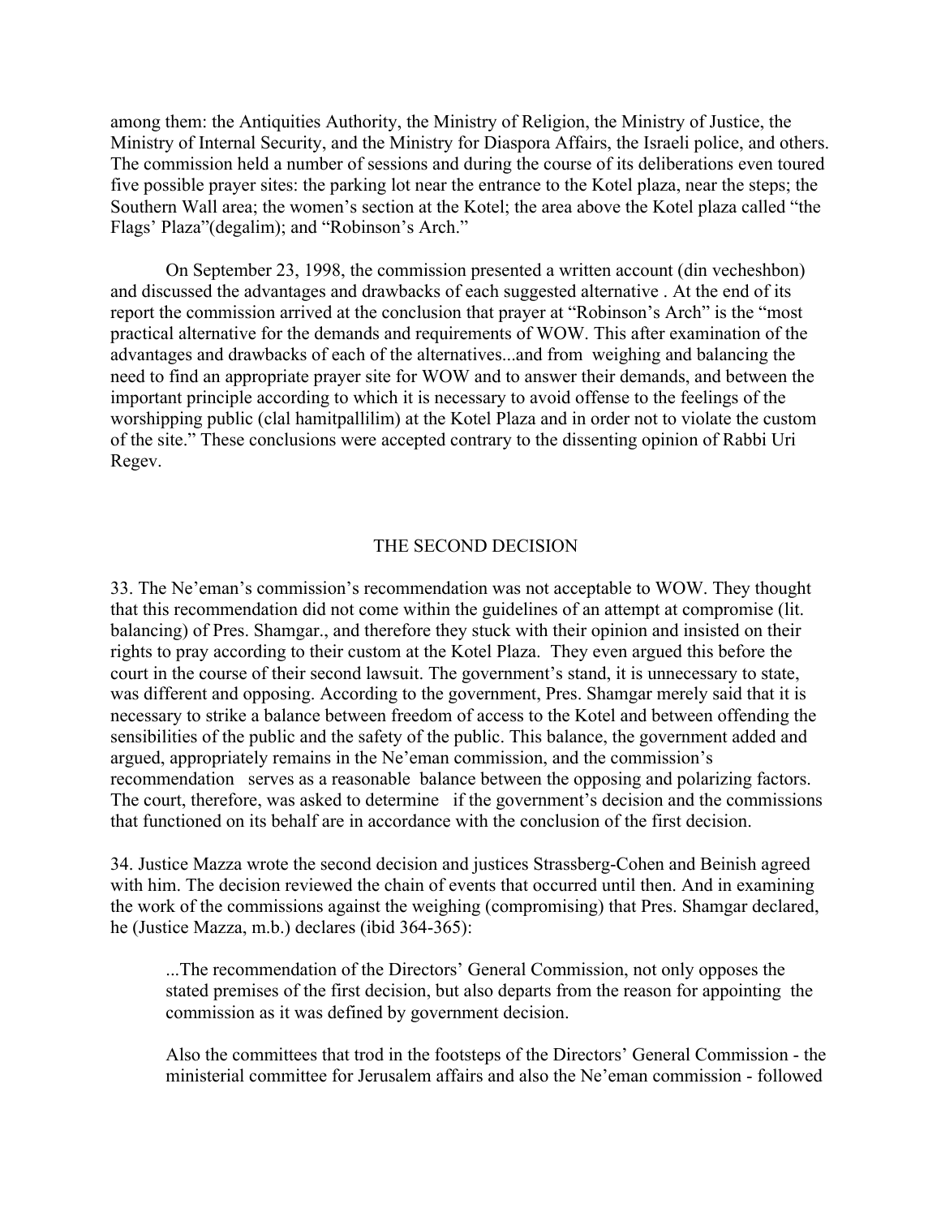among them: the Antiquities Authority, the Ministry of Religion, the Ministry of Justice, the Ministry of Internal Security, and the Ministry for Diaspora Affairs, the Israeli police, and others. The commission held a number of sessions and during the course of its deliberations even toured five possible prayer sites: the parking lot near the entrance to the Kotel plaza, near the steps; the Southern Wall area; the women's section at the Kotel; the area above the Kotel plaza called "the Flags' Plaza"(degalim); and "Robinson's Arch."

On September 23, 1998, the commission presented a written account (din vecheshbon) and discussed the advantages and drawbacks of each suggested alternative . At the end of its report the commission arrived at the conclusion that prayer at "Robinson's Arch" is the "most practical alternative for the demands and requirements of WOW. This after examination of the advantages and drawbacks of each of the alternatives...and from weighing and balancing the need to find an appropriate prayer site for WOW and to answer their demands, and between the important principle according to which it is necessary to avoid offense to the feelings of the worshipping public (clal hamitpallilim) at the Kotel Plaza and in order not to violate the custom of the site." These conclusions were accepted contrary to the dissenting opinion of Rabbi Uri Regev.

## THE SECOND DECISION

33. The Ne'eman's commission's recommendation was not acceptable to WOW. They thought that this recommendation did not come within the guidelines of an attempt at compromise (lit. balancing) of Pres. Shamgar., and therefore they stuck with their opinion and insisted on their rights to pray according to their custom at the Kotel Plaza. They even argued this before the court in the course of their second lawsuit. The government's stand, it is unnecessary to state, was different and opposing. According to the government, Pres. Shamgar merely said that it is necessary to strike a balance between freedom of access to the Kotel and between offending the sensibilities of the public and the safety of the public. This balance, the government added and argued, appropriately remains in the Ne'eman commission, and the commission's recommendation serves as a reasonable balance between the opposing and polarizing factors. The court, therefore, was asked to determine if the government's decision and the commissions that functioned on its behalf are in accordance with the conclusion of the first decision.

34. Justice Mazza wrote the second decision and justices Strassberg-Cohen and Beinish agreed with him. The decision reviewed the chain of events that occurred until then. And in examining the work of the commissions against the weighing (compromising) that Pres. Shamgar declared, he (Justice Mazza, m.b.) declares (ibid 364-365):

> ...The recommendation of the Directors' General Commission, not only opposes the stated premises of the first decision, but also departs from the reason for appointing the commission as it was defined by government decision.
>
> Also the committees that trod in the footsteps of the Directors' General Commission - the ministerial committee for Jerusalem affairs and also the Ne'eman commission - followed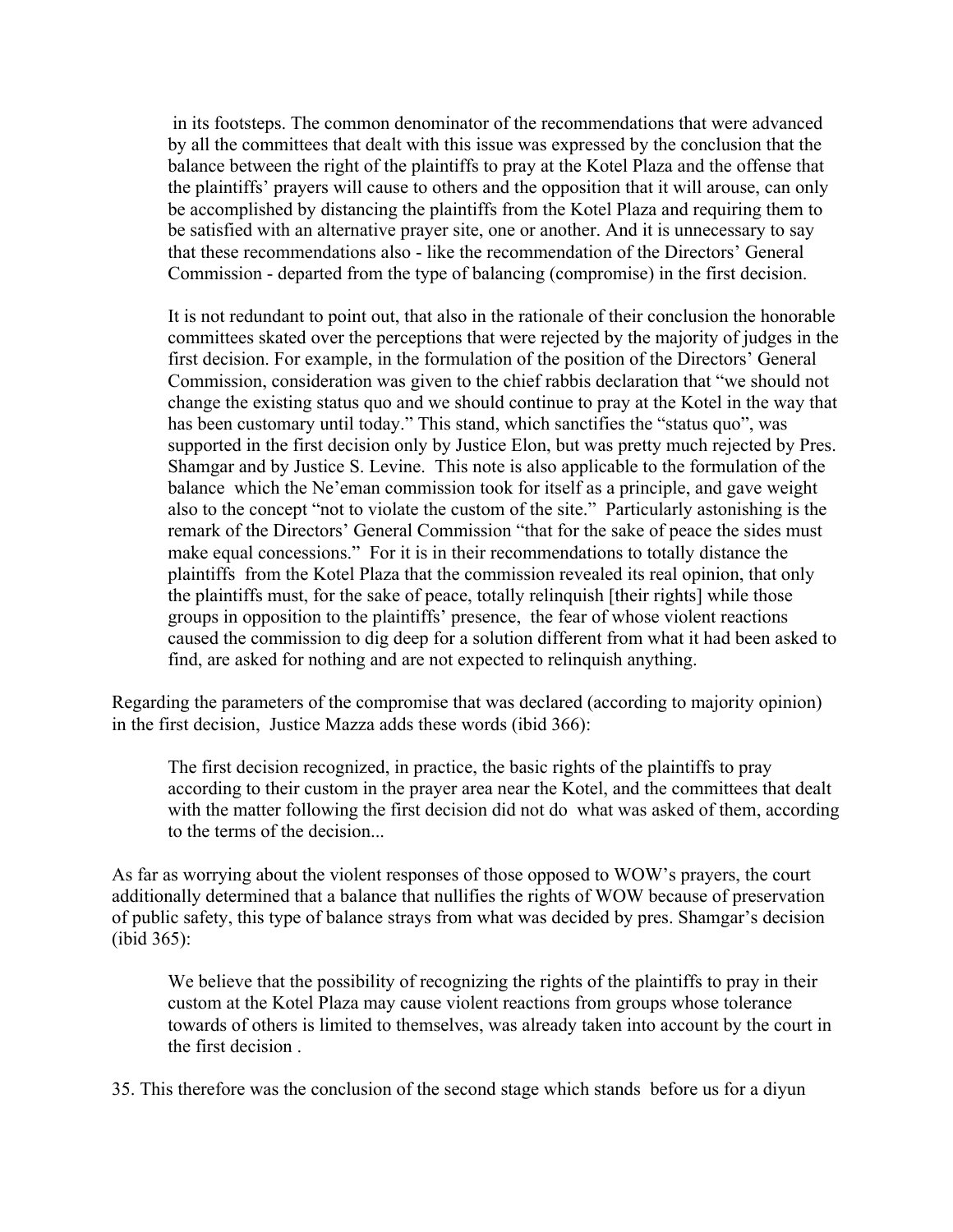> in its footsteps. The common denominator of the recommendations that were advanced by all the committees that dealt with this issue was expressed by the conclusion that the balance between the right of the plaintiffs to pray at the Kotel Plaza and the offense that the plaintiffs' prayers will cause to others and the opposition that it will arouse, can only be accomplished by distancing the plaintiffs from the Kotel Plaza and requiring them to be satisfied with an alternative prayer site, one or another. And it is unnecessary to say that these recommendations also - like the recommendation of the Directors' General Commission - departed from the type of balancing (compromise) in the first decision.
>
> It is not redundant to point out, that also in the rationale of their conclusion the honorable committees skated over the perceptions that were rejected by the majority of judges in the first decision. For example, in the formulation of the position of the Directors' General Commission, consideration was given to the chief rabbis declaration that "we should not change the existing status quo and we should continue to pray at the Kotel in the way that has been customary until today." This stand, which sanctifies the "status quo", was supported in the first decision only by Justice Elon, but was pretty much rejected by Pres. Shamgar and by Justice S. Levine. This note is also applicable to the formulation of the balance which the Ne'eman commission took for itself as a principle, and gave weight also to the concept "not to violate the custom of the site." Particularly astonishing is the remark of the Directors' General Commission "that for the sake of peace the sides must make equal concessions." For it is in their recommendations to totally distance the plaintiffs from the Kotel Plaza that the commission revealed its real opinion, that only the plaintiffs must, for the sake of peace, totally relinquish [their rights] while those groups in opposition to the plaintiffs' presence, the fear of whose violent reactions caused the commission to dig deep for a solution different from what it had been asked to find, are asked for nothing and are not expected to relinquish anything.

Regarding the parameters of the compromise that was declared (according to majority opinion) in the first decision, Justice Mazza adds these words (ibid 366):

> The first decision recognized, in practice, the basic rights of the plaintiffs to pray according to their custom in the prayer area near the Kotel, and the committees that dealt with the matter following the first decision did not do what was asked of them, according to the terms of the decision...

As far as worrying about the violent responses of those opposed to WOW's prayers, the court additionally determined that a balance that nullifies the rights of WOW because of preservation of public safety, this type of balance strays from what was decided by pres. Shamgar's decision (ibid 365):

> We believe that the possibility of recognizing the rights of the plaintiffs to pray in their custom at the Kotel Plaza may cause violent reactions from groups whose tolerance towards of others is limited to themselves, was already taken into account by the court in the first decision .

35. This therefore was the conclusion of the second stage which stands before us for a diyun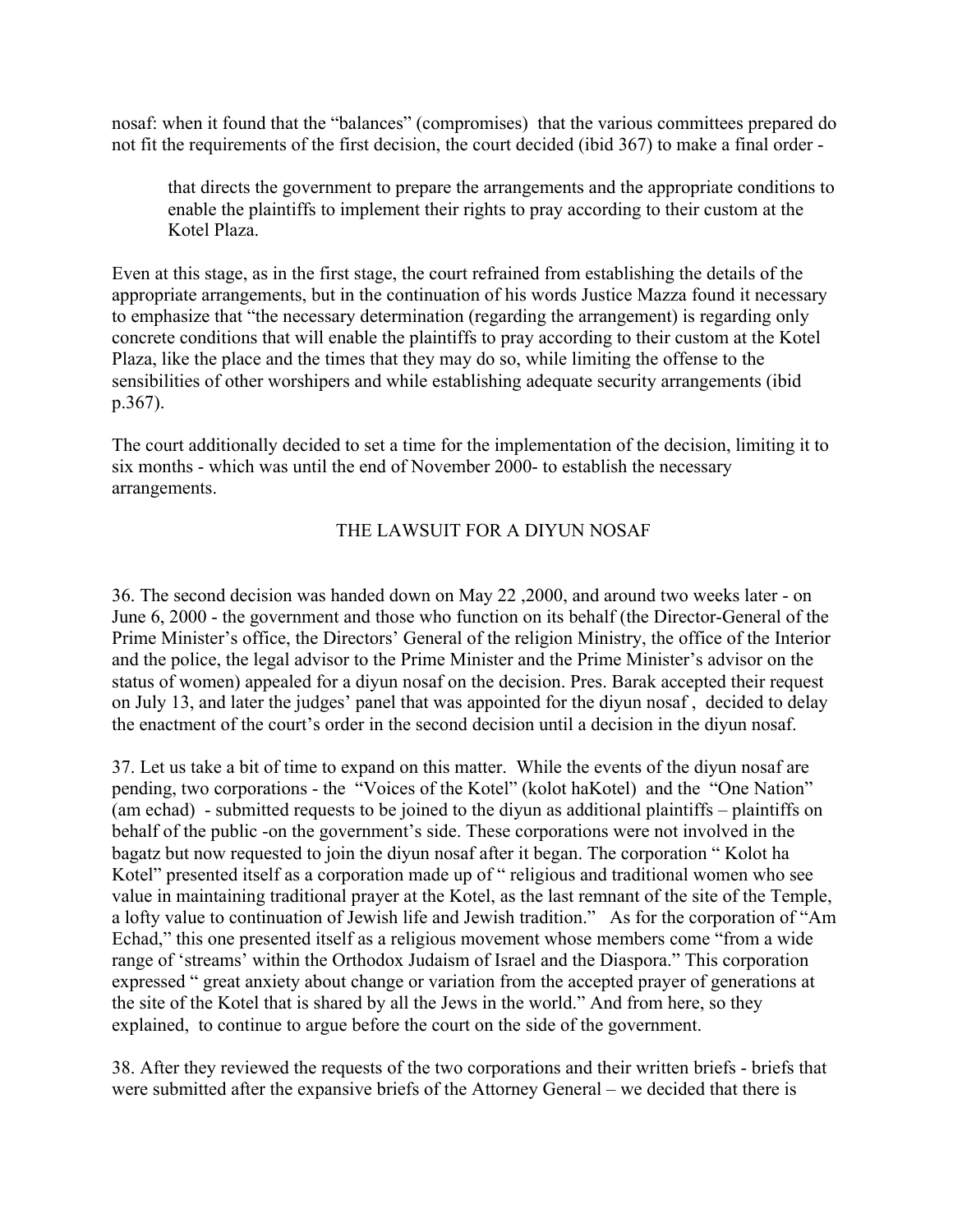nosaf: when it found that the "balances" (compromises) that the various committees prepared do not fit the requirements of the first decision, the court decided (ibid 367) to make a final order -

> that directs the government to prepare the arrangements and the appropriate conditions to enable the plaintiffs to implement their rights to pray according to their custom at the Kotel Plaza.

Even at this stage, as in the first stage, the court refrained from establishing the details of the appropriate arrangements, but in the continuation of his words Justice Mazza found it necessary to emphasize that "the necessary determination (regarding the arrangement) is regarding only concrete conditions that will enable the plaintiffs to pray according to their custom at the Kotel Plaza, like the place and the times that they may do so, while limiting the offense to the sensibilities of other worshipers and while establishing adequate security arrangements (ibid p.367).

The court additionally decided to set a time for the implementation of the decision, limiting it to six months - which was until the end of November 2000- to establish the necessary arrangements.

## THE LAWSUIT FOR A DIYUN NOSAF

36. The second decision was handed down on May 22 ,2000, and around two weeks later - on June 6, 2000 - the government and those who function on its behalf (the Director-General of the Prime Minister's office, the Directors' General of the religion Ministry, the office of the Interior and the police, the legal advisor to the Prime Minister and the Prime Minister's advisor on the status of women) appealed for a diyun nosaf on the decision. Pres. Barak accepted their request on July 13, and later the judges' panel that was appointed for the diyun nosaf , decided to delay the enactment of the court's order in the second decision until a decision in the diyun nosaf.

37. Let us take a bit of time to expand on this matter. While the events of the diyun nosaf are pending, two corporations - the "Voices of the Kotel" (kolot haKotel) and the "One Nation" (am echad) - submitted requests to be joined to the diyun as additional plaintiffs – plaintiffs on behalf of the public -on the government's side. These corporations were not involved in the bagatz but now requested to join the diyun nosaf after it began. The corporation " Kolot ha Kotel" presented itself as a corporation made up of " religious and traditional women who see value in maintaining traditional prayer at the Kotel, as the last remnant of the site of the Temple, a lofty value to continuation of Jewish life and Jewish tradition." As for the corporation of "Am Echad," this one presented itself as a religious movement whose members come "from a wide range of 'streams' within the Orthodox Judaism of Israel and the Diaspora." This corporation expressed " great anxiety about change or variation from the accepted prayer of generations at the site of the Kotel that is shared by all the Jews in the world." And from here, so they explained, to continue to argue before the court on the side of the government.

38. After they reviewed the requests of the two corporations and their written briefs - briefs that were submitted after the expansive briefs of the Attorney General – we decided that there is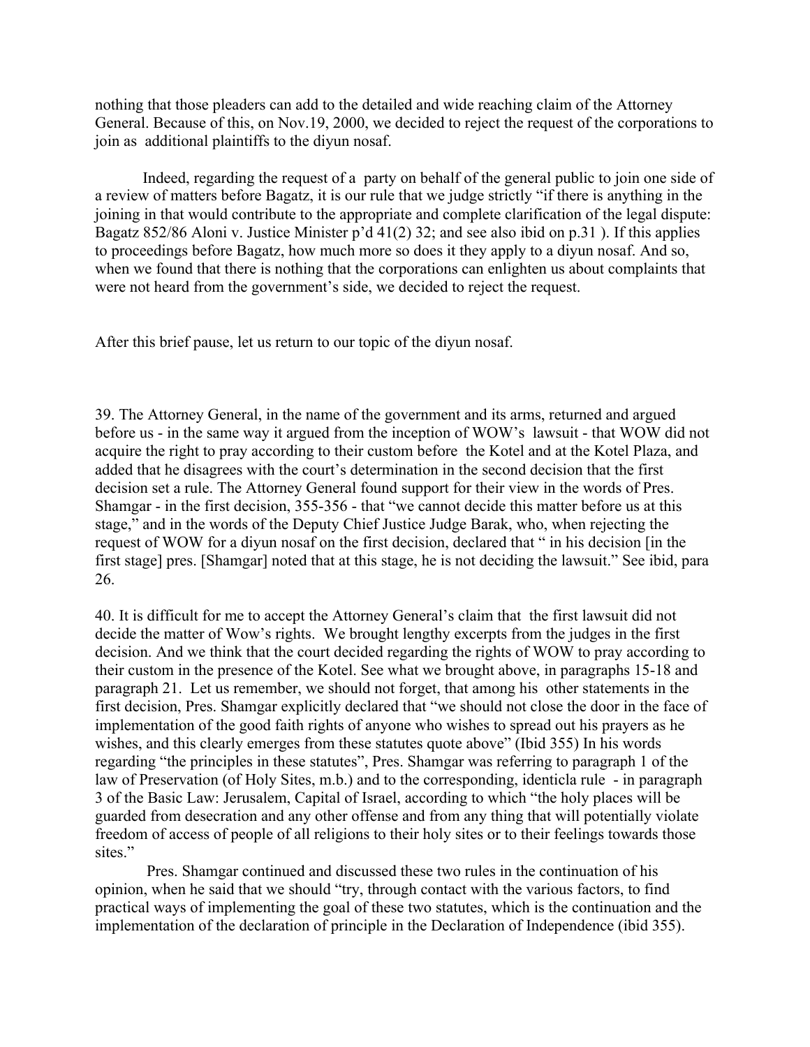nothing that those pleaders can add to the detailed and wide reaching claim of the Attorney General. Because of this, on Nov.19, 2000, we decided to reject the request of the corporations to join as additional plaintiffs to the diyun nosaf.

Indeed, regarding the request of a party on behalf of the general public to join one side of a review of matters before Bagatz, it is our rule that we judge strictly "if there is anything in the joining in that would contribute to the appropriate and complete clarification of the legal dispute: Bagatz 852/86 Aloni v. Justice Minister p'd 41(2) 32; and see also ibid on p.31 ). If this applies to proceedings before Bagatz, how much more so does it they apply to a diyun nosaf. And so, when we found that there is nothing that the corporations can enlighten us about complaints that were not heard from the government's side, we decided to reject the request.

After this brief pause, let us return to our topic of the diyun nosaf.

39. The Attorney General, in the name of the government and its arms, returned and argued before us - in the same way it argued from the inception of WOW's lawsuit - that WOW did not acquire the right to pray according to their custom before the Kotel and at the Kotel Plaza, and added that he disagrees with the court's determination in the second decision that the first decision set a rule. The Attorney General found support for their view in the words of Pres. Shamgar - in the first decision, 355-356 - that "we cannot decide this matter before us at this stage," and in the words of the Deputy Chief Justice Judge Barak, who, when rejecting the request of WOW for a diyun nosaf on the first decision, declared that " in his decision [in the first stage] pres. [Shamgar] noted that at this stage, he is not deciding the lawsuit." See ibid, para 26.

40. It is difficult for me to accept the Attorney General's claim that the first lawsuit did not decide the matter of Wow's rights. We brought lengthy excerpts from the judges in the first decision. And we think that the court decided regarding the rights of WOW to pray according to their custom in the presence of the Kotel. See what we brought above, in paragraphs 15-18 and paragraph 21. Let us remember, we should not forget, that among his other statements in the first decision, Pres. Shamgar explicitly declared that "we should not close the door in the face of implementation of the good faith rights of anyone who wishes to spread out his prayers as he wishes, and this clearly emerges from these statutes quote above" (Ibid 355) In his words regarding "the principles in these statutes", Pres. Shamgar was referring to paragraph 1 of the law of Preservation (of Holy Sites, m.b.) and to the corresponding, identicla rule - in paragraph 3 of the Basic Law: Jerusalem, Capital of Israel, according to which "the holy places will be guarded from desecration and any other offense and from any thing that will potentially violate freedom of access of people of all religions to their holy sites or to their feelings towards those sites."

Pres. Shamgar continued and discussed these two rules in the continuation of his opinion, when he said that we should "try, through contact with the various factors, to find practical ways of implementing the goal of these two statutes, which is the continuation and the implementation of the declaration of principle in the Declaration of Independence (ibid 355).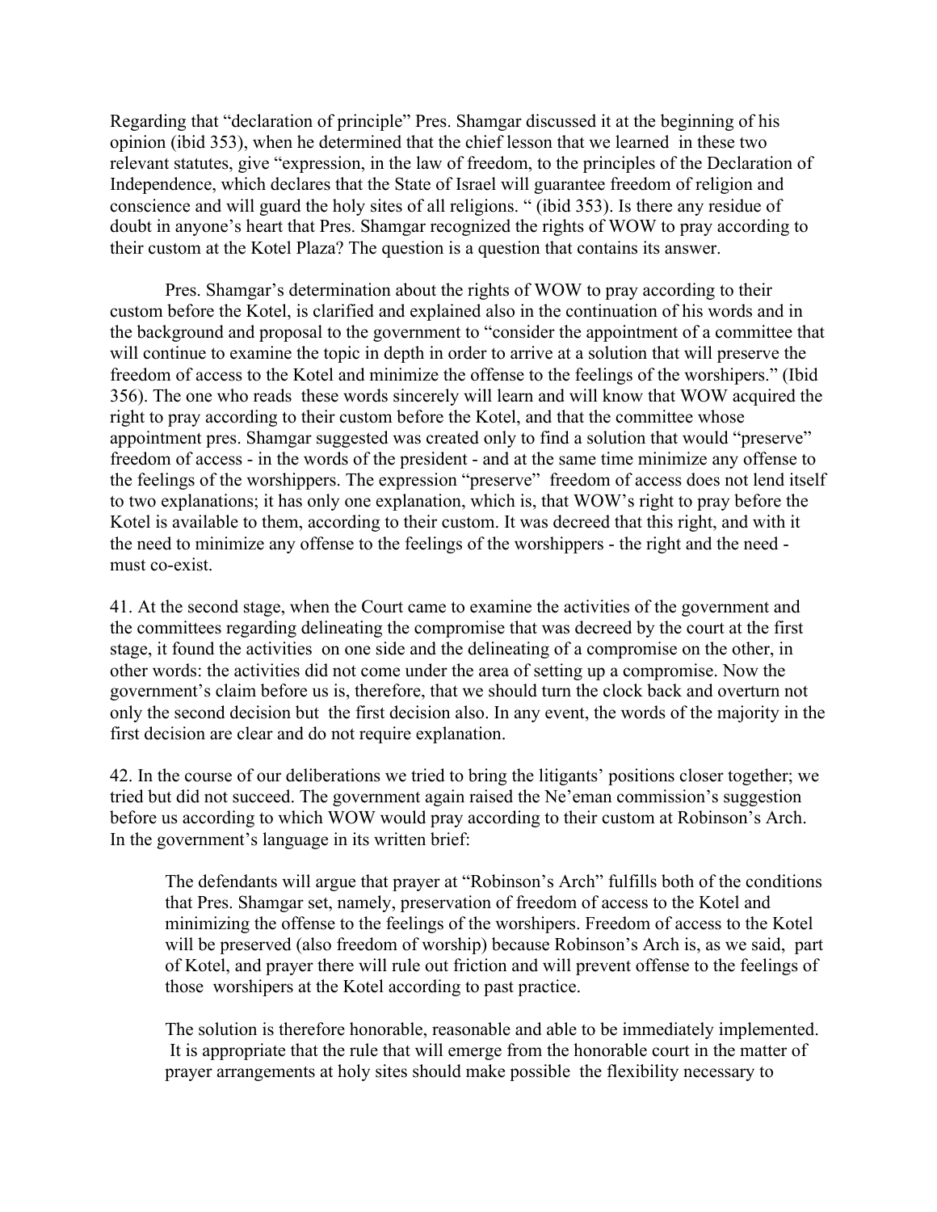Regarding that "declaration of principle" Pres. Shamgar discussed it at the beginning of his opinion (ibid 353), when he determined that the chief lesson that we learned in these two relevant statutes, give "expression, in the law of freedom, to the principles of the Declaration of Independence, which declares that the State of Israel will guarantee freedom of religion and conscience and will guard the holy sites of all religions. " (ibid 353). Is there any residue of doubt in anyone's heart that Pres. Shamgar recognized the rights of WOW to pray according to their custom at the Kotel Plaza? The question is a question that contains its answer.

Pres. Shamgar's determination about the rights of WOW to pray according to their custom before the Kotel, is clarified and explained also in the continuation of his words and in the background and proposal to the government to "consider the appointment of a committee that will continue to examine the topic in depth in order to arrive at a solution that will preserve the freedom of access to the Kotel and minimize the offense to the feelings of the worshipers." (Ibid 356). The one who reads these words sincerely will learn and will know that WOW acquired the right to pray according to their custom before the Kotel, and that the committee whose appointment pres. Shamgar suggested was created only to find a solution that would "preserve" freedom of access - in the words of the president - and at the same time minimize any offense to the feelings of the worshippers. The expression "preserve" freedom of access does not lend itself to two explanations; it has only one explanation, which is, that WOW's right to pray before the Kotel is available to them, according to their custom. It was decreed that this right, and with it the need to minimize any offense to the feelings of the worshippers - the right and the need - must co-exist.

41. At the second stage, when the Court came to examine the activities of the government and the committees regarding delineating the compromise that was decreed by the court at the first stage, it found the activities on one side and the delineating of a compromise on the other, in other words: the activities did not come under the area of setting up a compromise. Now the government's claim before us is, therefore, that we should turn the clock back and overturn not only the second decision but the first decision also. In any event, the words of the majority in the first decision are clear and do not require explanation.

42. In the course of our deliberations we tried to bring the litigants' positions closer together; we tried but did not succeed. The government again raised the Ne'eman commission's suggestion before us according to which WOW would pray according to their custom at Robinson's Arch. In the government's language in its written brief:

> The defendants will argue that prayer at "Robinson's Arch" fulfills both of the conditions that Pres. Shamgar set, namely, preservation of freedom of access to the Kotel and minimizing the offense to the feelings of the worshipers. Freedom of access to the Kotel will be preserved (also freedom of worship) because Robinson's Arch is, as we said, part of Kotel, and prayer there will rule out friction and will prevent offense to the feelings of those worshipers at the Kotel according to past practice.
>
> The solution is therefore honorable, reasonable and able to be immediately implemented. It is appropriate that the rule that will emerge from the honorable court in the matter of prayer arrangements at holy sites should make possible the flexibility necessary to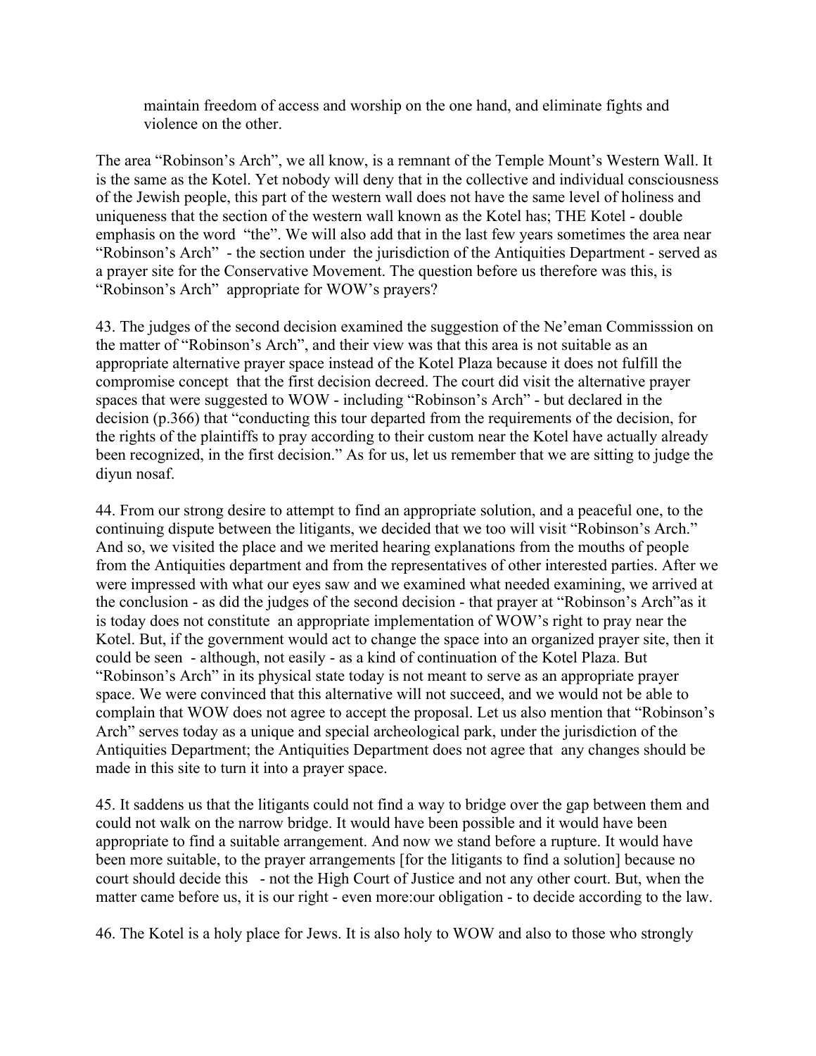> maintain freedom of access and worship on the one hand, and eliminate fights and violence on the other.

The area "Robinson's Arch", we all know, is a remnant of the Temple Mount's Western Wall. It is the same as the Kotel. Yet nobody will deny that in the collective and individual consciousness of the Jewish people, this part of the western wall does not have the same level of holiness and uniqueness that the section of the western wall known as the Kotel has; THE Kotel - double emphasis on the word "the". We will also add that in the last few years sometimes the area near "Robinson's Arch" - the section under the jurisdiction of the Antiquities Department - served as a prayer site for the Conservative Movement. The question before us therefore was this, is "Robinson's Arch" appropriate for WOW's prayers?

43. The judges of the second decision examined the suggestion of the Ne'eman Commisssion on the matter of "Robinson's Arch", and their view was that this area is not suitable as an appropriate alternative prayer space instead of the Kotel Plaza because it does not fulfill the compromise concept that the first decision decreed. The court did visit the alternative prayer spaces that were suggested to WOW - including "Robinson's Arch" - but declared in the decision (p.366) that "conducting this tour departed from the requirements of the decision, for the rights of the plaintiffs to pray according to their custom near the Kotel have actually already been recognized, in the first decision." As for us, let us remember that we are sitting to judge the diyun nosaf.

44. From our strong desire to attempt to find an appropriate solution, and a peaceful one, to the continuing dispute between the litigants, we decided that we too will visit "Robinson's Arch." And so, we visited the place and we merited hearing explanations from the mouths of people from the Antiquities department and from the representatives of other interested parties. After we were impressed with what our eyes saw and we examined what needed examining, we arrived at the conclusion - as did the judges of the second decision - that prayer at "Robinson's Arch"as it is today does not constitute an appropriate implementation of WOW's right to pray near the Kotel. But, if the government would act to change the space into an organized prayer site, then it could be seen - although, not easily - as a kind of continuation of the Kotel Plaza. But "Robinson's Arch" in its physical state today is not meant to serve as an appropriate prayer space. We were convinced that this alternative will not succeed, and we would not be able to complain that WOW does not agree to accept the proposal. Let us also mention that "Robinson's Arch" serves today as a unique and special archeological park, under the jurisdiction of the Antiquities Department; the Antiquities Department does not agree that any changes should be made in this site to turn it into a prayer space.

45. It saddens us that the litigants could not find a way to bridge over the gap between them and could not walk on the narrow bridge. It would have been possible and it would have been appropriate to find a suitable arrangement. And now we stand before a rupture. It would have been more suitable, to the prayer arrangements [for the litigants to find a solution] because no court should decide this - not the High Court of Justice and not any other court. But, when the matter came before us, it is our right - even more:our obligation - to decide according to the law.

46. The Kotel is a holy place for Jews. It is also holy to WOW and also to those who strongly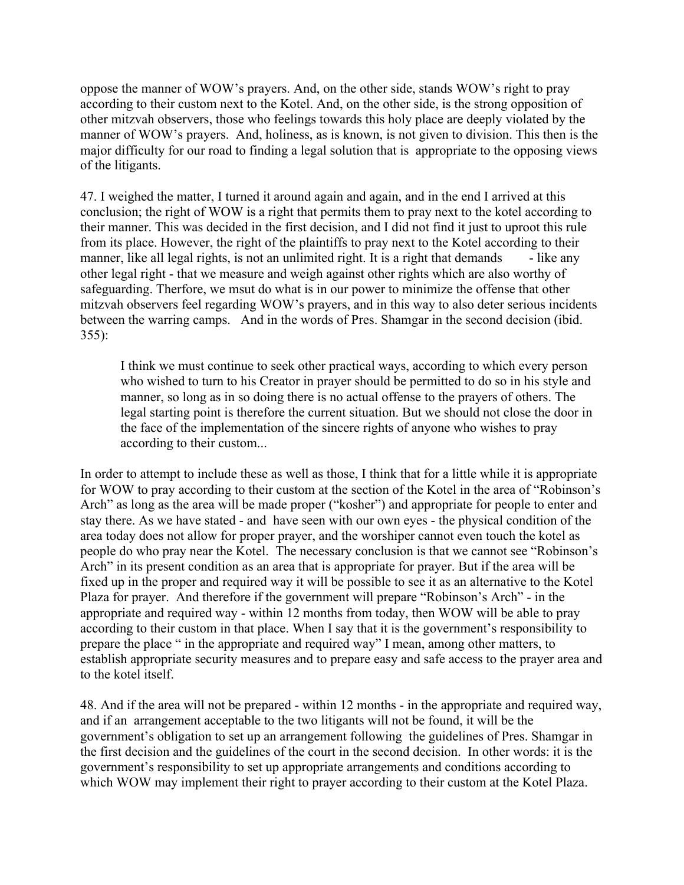oppose the manner of WOW's prayers. And, on the other side, stands WOW's right to pray according to their custom next to the Kotel. And, on the other side, is the strong opposition of other mitzvah observers, those who feelings towards this holy place are deeply violated by the manner of WOW's prayers. And, holiness, as is known, is not given to division. This then is the major difficulty for our road to finding a legal solution that is appropriate to the opposing views of the litigants.

47. I weighed the matter, I turned it around again and again, and in the end I arrived at this conclusion; the right of WOW is a right that permits them to pray next to the kotel according to their manner. This was decided in the first decision, and I did not find it just to uproot this rule from its place. However, the right of the plaintiffs to pray next to the Kotel according to their manner, like all legal rights, is not an unlimited right. It is a right that demands - like any other legal right - that we measure and weigh against other rights which are also worthy of safeguarding. Therfore, we msut do what is in our power to minimize the offense that other mitzvah observers feel regarding WOW's prayers, and in this way to also deter serious incidents between the warring camps. And in the words of Pres. Shamgar in the second decision (ibid. 355):

> I think we must continue to seek other practical ways, according to which every person who wished to turn to his Creator in prayer should be permitted to do so in his style and manner, so long as in so doing there is no actual offense to the prayers of others. The legal starting point is therefore the current situation. But we should not close the door in the face of the implementation of the sincere rights of anyone who wishes to pray according to their custom...

In order to attempt to include these as well as those, I think that for a little while it is appropriate for WOW to pray according to their custom at the section of the Kotel in the area of "Robinson's Arch" as long as the area will be made proper ("kosher") and appropriate for people to enter and stay there. As we have stated - and have seen with our own eyes - the physical condition of the area today does not allow for proper prayer, and the worshiper cannot even touch the kotel as people do who pray near the Kotel. The necessary conclusion is that we cannot see "Robinson's Arch" in its present condition as an area that is appropriate for prayer. But if the area will be fixed up in the proper and required way it will be possible to see it as an alternative to the Kotel Plaza for prayer. And therefore if the government will prepare "Robinson's Arch" - in the appropriate and required way - within 12 months from today, then WOW will be able to pray according to their custom in that place. When I say that it is the government's responsibility to prepare the place " in the appropriate and required way" I mean, among other matters, to establish appropriate security measures and to prepare easy and safe access to the prayer area and to the kotel itself.

48. And if the area will not be prepared - within 12 months - in the appropriate and required way, and if an arrangement acceptable to the two litigants will not be found, it will be the government's obligation to set up an arrangement following the guidelines of Pres. Shamgar in the first decision and the guidelines of the court in the second decision. In other words: it is the government's responsibility to set up appropriate arrangements and conditions according to which WOW may implement their right to prayer according to their custom at the Kotel Plaza.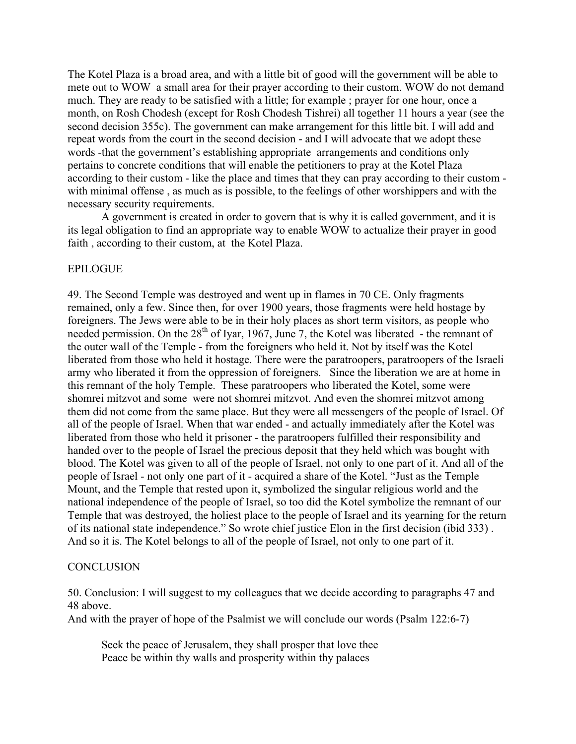The Kotel Plaza is a broad area, and with a little bit of good will the government will be able to mete out to WOW a small area for their prayer according to their custom. WOW do not demand much. They are ready to be satisfied with a little; for example ; prayer for one hour, once a month, on Rosh Chodesh (except for Rosh Chodesh Tishrei) all together 11 hours a year (see the second decision 355c). The government can make arrangement for this little bit. I will add and repeat words from the court in the second decision - and I will advocate that we adopt these words -that the government's establishing appropriate arrangements and conditions only pertains to concrete conditions that will enable the petitioners to pray at the Kotel Plaza according to their custom - like the place and times that they can pray according to their custom - with minimal offense , as much as is possible, to the feelings of other worshippers and with the necessary security requirements.

A government is created in order to govern that is why it is called government, and it is its legal obligation to find an appropriate way to enable WOW to actualize their prayer in good faith , according to their custom, at the Kotel Plaza.

## EPILOGUE

49. The Second Temple was destroyed and went up in flames in 70 CE. Only fragments remained, only a few. Since then, for over 1900 years, those fragments were held hostage by foreigners. The Jews were able to be in their holy places as short term visitors, as people who needed permission. On the 28th of Iyar, 1967, June 7, the Kotel was liberated - the remnant of the outer wall of the Temple - from the foreigners who held it. Not by itself was the Kotel liberated from those who held it hostage. There were the paratroopers, paratroopers of the Israeli army who liberated it from the oppression of foreigners. Since the liberation we are at home in this remnant of the holy Temple. These paratroopers who liberated the Kotel, some were shomrei mitzvot and some were not shomrei mitzvot. And even the shomrei mitzvot among them did not come from the same place. But they were all messengers of the people of Israel. Of all of the people of Israel. When that war ended - and actually immediately after the Kotel was liberated from those who held it prisoner - the paratroopers fulfilled their responsibility and handed over to the people of Israel the precious deposit that they held which was bought with blood. The Kotel was given to all of the people of Israel, not only to one part of it. And all of the people of Israel - not only one part of it - acquired a share of the Kotel. "Just as the Temple Mount, and the Temple that rested upon it, symbolized the singular religious world and the national independence of the people of Israel, so too did the Kotel symbolize the remnant of our Temple that was destroyed, the holiest place to the people of Israel and its yearning for the return of its national state independence." So wrote chief justice Elon in the first decision (ibid 333) . And so it is. The Kotel belongs to all of the people of Israel, not only to one part of it.

## CONCLUSION

50. Conclusion: I will suggest to my colleagues that we decide according to paragraphs 47 and 48 above.

And with the prayer of hope of the Psalmist we will conclude our words (Psalm 122:6-7)

> Seek the peace of Jerusalem, they shall prosper that love thee
> Peace be within thy walls and prosperity within thy palaces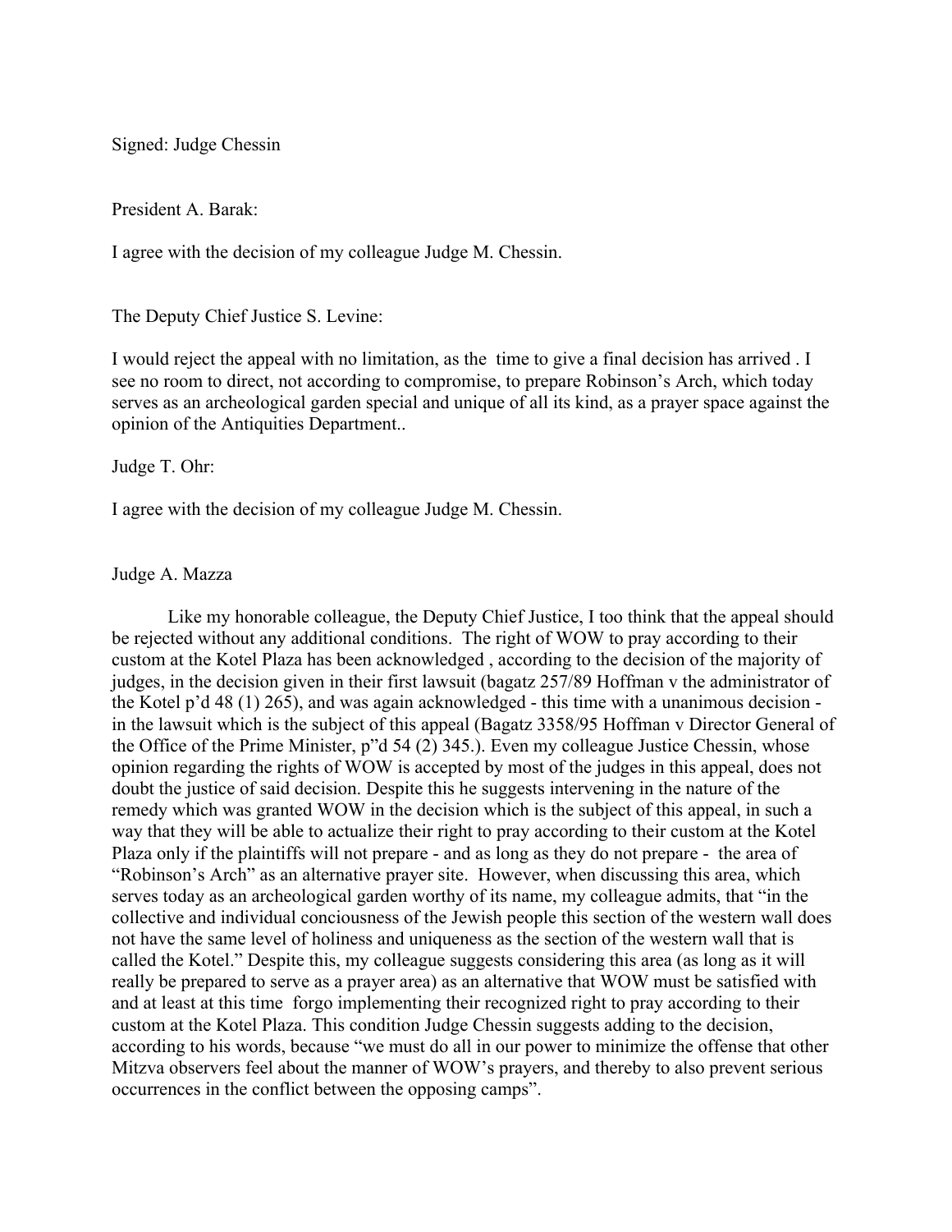Signed: Judge Chessin

President A. Barak:

I agree with the decision of my colleague Judge M. Chessin.

The Deputy Chief Justice S. Levine:

I would reject the appeal with no limitation, as the time to give a final decision has arrived . I see no room to direct, not according to compromise, to prepare Robinson's Arch, which today serves as an archeological garden special and unique of all its kind, as a prayer space against the opinion of the Antiquities Department..

Judge T. Ohr:

I agree with the decision of my colleague Judge M. Chessin.

Judge A. Mazza

Like my honorable colleague, the Deputy Chief Justice, I too think that the appeal should be rejected without any additional conditions. The right of WOW to pray according to their custom at the Kotel Plaza has been acknowledged , according to the decision of the majority of judges, in the decision given in their first lawsuit (bagatz 257/89 Hoffman v the administrator of the Kotel p'd 48 (1) 265), and was again acknowledged - this time with a unanimous decision - in the lawsuit which is the subject of this appeal (Bagatz 3358/95 Hoffman v Director General of the Office of the Prime Minister, p"d 54 (2) 345.). Even my colleague Justice Chessin, whose opinion regarding the rights of WOW is accepted by most of the judges in this appeal, does not doubt the justice of said decision. Despite this he suggests intervening in the nature of the remedy which was granted WOW in the decision which is the subject of this appeal, in such a way that they will be able to actualize their right to pray according to their custom at the Kotel Plaza only if the plaintiffs will not prepare - and as long as they do not prepare - the area of "Robinson's Arch" as an alternative prayer site. However, when discussing this area, which serves today as an archeological garden worthy of its name, my colleague admits, that "in the collective and individual conciousness of the Jewish people this section of the western wall does not have the same level of holiness and uniqueness as the section of the western wall that is called the Kotel." Despite this, my colleague suggests considering this area (as long as it will really be prepared to serve as a prayer area) as an alternative that WOW must be satisfied with and at least at this time forgo implementing their recognized right to pray according to their custom at the Kotel Plaza. This condition Judge Chessin suggests adding to the decision, according to his words, because "we must do all in our power to minimize the offense that other Mitzva observers feel about the manner of WOW's prayers, and thereby to also prevent serious occurrences in the conflict between the opposing camps".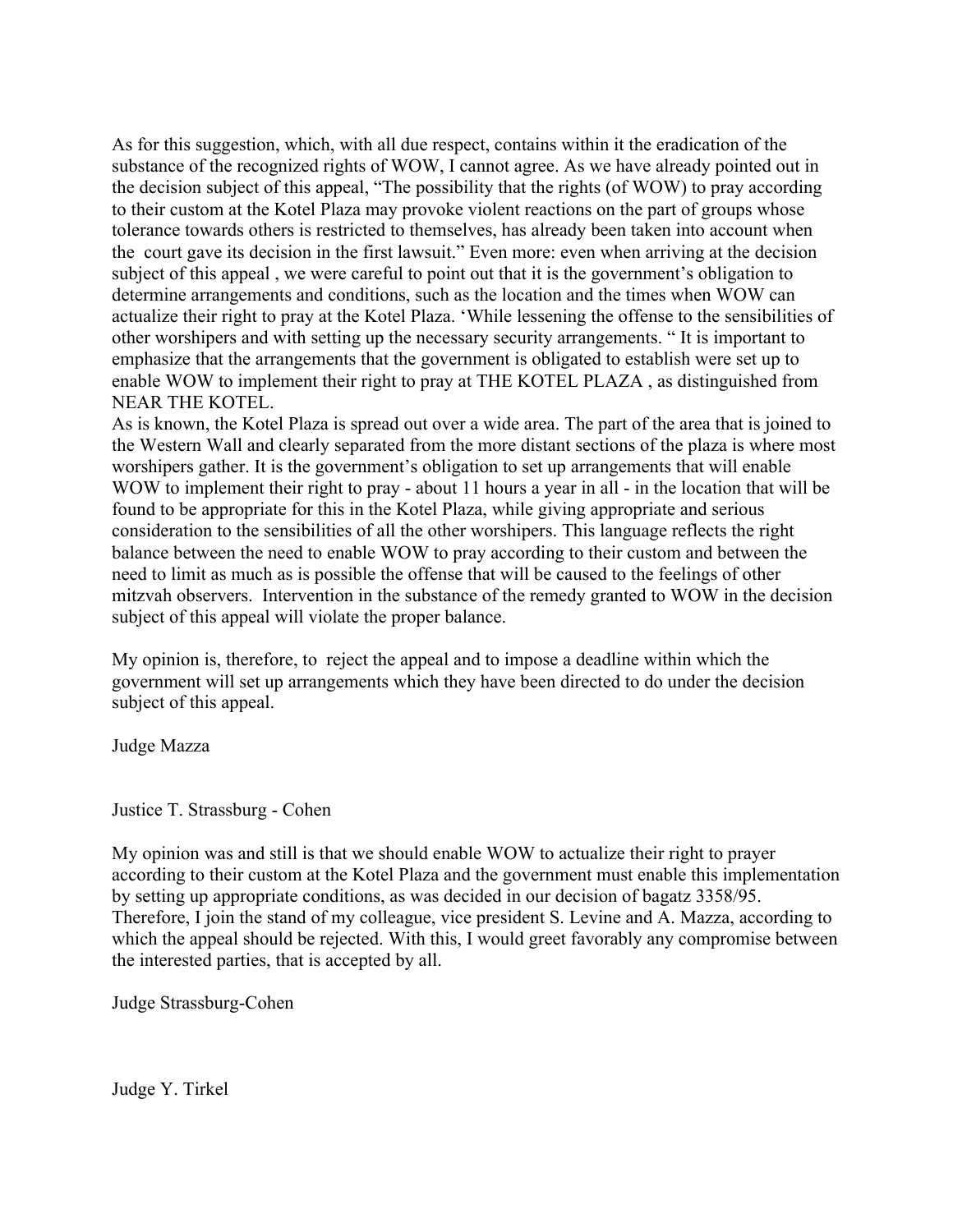As for this suggestion, which, with all due respect, contains within it the eradication of the substance of the recognized rights of WOW, I cannot agree. As we have already pointed out in the decision subject of this appeal, "The possibility that the rights (of WOW) to pray according to their custom at the Kotel Plaza may provoke violent reactions on the part of groups whose tolerance towards others is restricted to themselves, has already been taken into account when the court gave its decision in the first lawsuit." Even more: even when arriving at the decision subject of this appeal , we were careful to point out that it is the government's obligation to determine arrangements and conditions, such as the location and the times when WOW can actualize their right to pray at the Kotel Plaza. 'While lessening the offense to the sensibilities of other worshipers and with setting up the necessary security arrangements. " It is important to emphasize that the arrangements that the government is obligated to establish were set up to enable WOW to implement their right to pray at THE KOTEL PLAZA , as distinguished from NEAR THE KOTEL.

As is known, the Kotel Plaza is spread out over a wide area. The part of the area that is joined to the Western Wall and clearly separated from the more distant sections of the plaza is where most worshipers gather. It is the government's obligation to set up arrangements that will enable WOW to implement their right to pray - about 11 hours a year in all - in the location that will be found to be appropriate for this in the Kotel Plaza, while giving appropriate and serious consideration to the sensibilities of all the other worshipers. This language reflects the right balance between the need to enable WOW to pray according to their custom and between the need to limit as much as is possible the offense that will be caused to the feelings of other mitzvah observers. Intervention in the substance of the remedy granted to WOW in the decision subject of this appeal will violate the proper balance.

My opinion is, therefore, to reject the appeal and to impose a deadline within which the government will set up arrangements which they have been directed to do under the decision subject of this appeal.

Judge Mazza

Justice T. Strassburg - Cohen

My opinion was and still is that we should enable WOW to actualize their right to prayer according to their custom at the Kotel Plaza and the government must enable this implementation by setting up appropriate conditions, as was decided in our decision of bagatz 3358/95. Therefore, I join the stand of my colleague, vice president S. Levine and A. Mazza, according to which the appeal should be rejected. With this, I would greet favorably any compromise between the interested parties, that is accepted by all.

Judge Strassburg-Cohen

Judge Y. Tirkel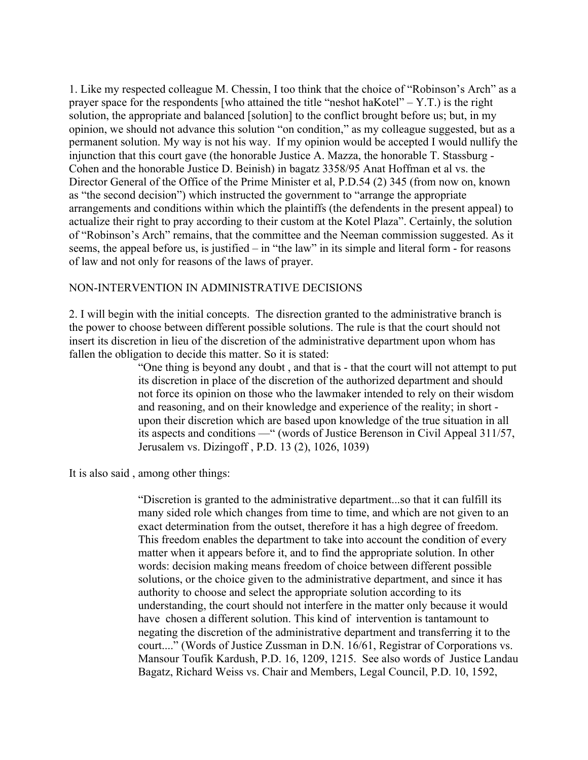1. Like my respected colleague M. Chessin, I too think that the choice of "Robinson's Arch" as a prayer space for the respondents [who attained the title "neshot haKotel" – Y.T.) is the right solution, the appropriate and balanced [solution] to the conflict brought before us; but, in my opinion, we should not advance this solution "on condition," as my colleague suggested, but as a permanent solution. My way is not his way. If my opinion would be accepted I would nullify the injunction that this court gave (the honorable Justice A. Mazza, the honorable T. Stassburg - Cohen and the honorable Justice D. Beinish) in bagatz 3358/95 Anat Hoffman et al vs. the Director General of the Office of the Prime Minister et al, P.D.54 (2) 345 (from now on, known as "the second decision") which instructed the government to "arrange the appropriate arrangements and conditions within which the plaintiffs (the defendents in the present appeal) to actualize their right to pray according to their custom at the Kotel Plaza". Certainly, the solution of "Robinson's Arch" remains, that the committee and the Neeman commission suggested. As it seems, the appeal before us, is justified – in "the law" in its simple and literal form - for reasons of law and not only for reasons of the laws of prayer.

## NON-INTERVENTION IN ADMINISTRATIVE DECISIONS

2. I will begin with the initial concepts. The disrection granted to the administrative branch is the power to choose between different possible solutions. The rule is that the court should not insert its discretion in lieu of the discretion of the administrative department upon whom has fallen the obligation to decide this matter. So it is stated:

> "One thing is beyond any doubt , and that is - that the court will not attempt to put its discretion in place of the discretion of the authorized department and should not force its opinion on those who the lawmaker intended to rely on their wisdom and reasoning, and on their knowledge and experience of the reality; in short - upon their discretion which are based upon knowledge of the true situation in all its aspects and conditions —" (words of Justice Berenson in Civil Appeal 311/57, Jerusalem vs. Dizingoff , P.D. 13 (2), 1026, 1039)

It is also said , among other things:

> "Discretion is granted to the administrative department...so that it can fulfill its many sided role which changes from time to time, and which are not given to an exact determination from the outset, therefore it has a high degree of freedom. This freedom enables the department to take into account the condition of every matter when it appears before it, and to find the appropriate solution. In other words: decision making means freedom of choice between different possible solutions, or the choice given to the administrative department, and since it has authority to choose and select the appropriate solution according to its understanding, the court should not interfere in the matter only because it would have chosen a different solution. This kind of intervention is tantamount to negating the discretion of the administrative department and transferring it to the court...." (Words of Justice Zussman in D.N. 16/61, Registrar of Corporations vs. Mansour Toufik Kardush, P.D. 16, 1209, 1215. See also words of Justice Landau Bagatz, Richard Weiss vs. Chair and Members, Legal Council, P.D. 10, 1592,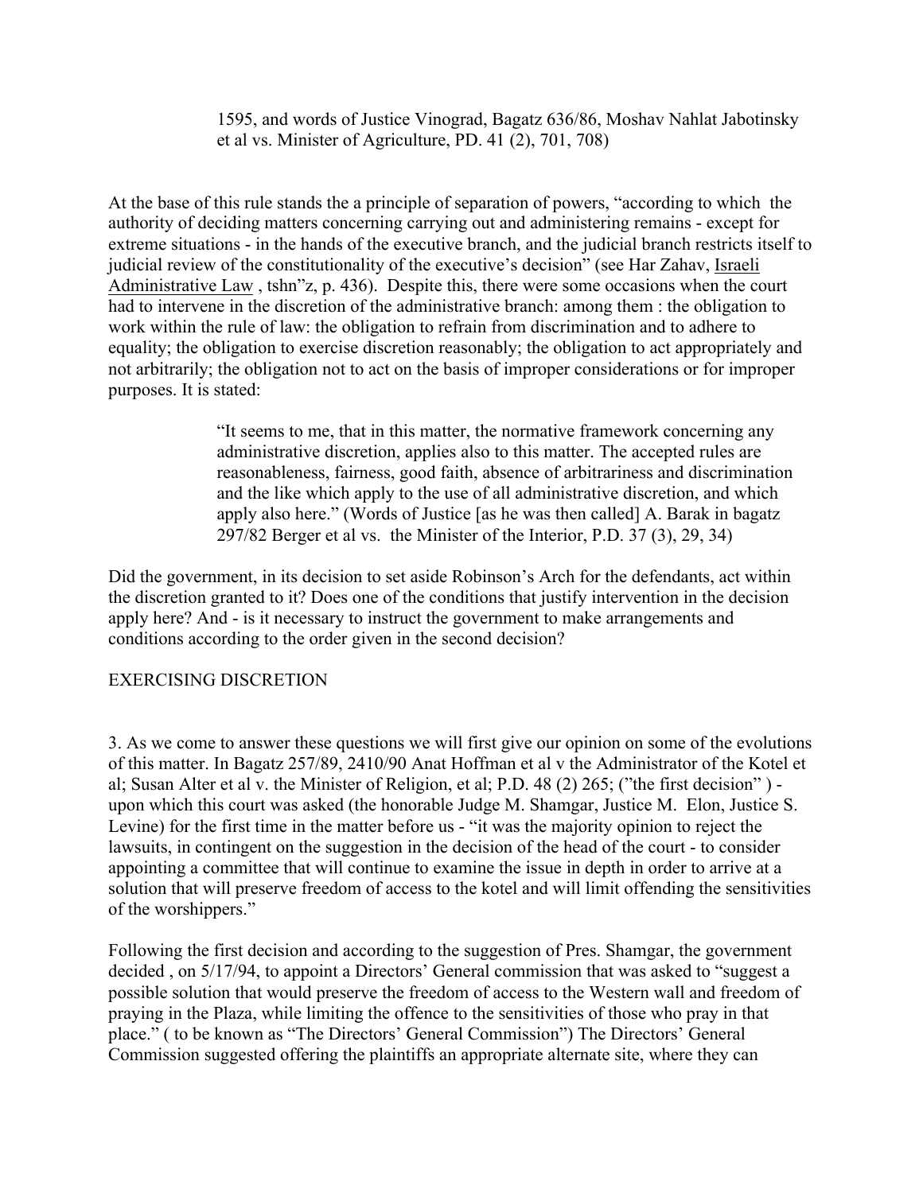> 1595, and words of Justice Vinograd, Bagatz 636/86, Moshav Nahlat Jabotinsky et al vs. Minister of Agriculture, PD. 41 (2), 701, 708)

At the base of this rule stands the a principle of separation of powers, "according to which the authority of deciding matters concerning carrying out and administering remains - except for extreme situations - in the hands of the executive branch, and the judicial branch restricts itself to judicial review of the constitutionality of the executive's decision" (see Har Zahav, Israeli Administrative Law , tshn"z, p. 436). Despite this, there were some occasions when the court had to intervene in the discretion of the administrative branch: among them : the obligation to work within the rule of law: the obligation to refrain from discrimination and to adhere to equality; the obligation to exercise discretion reasonably; the obligation to act appropriately and not arbitrarily; the obligation not to act on the basis of improper considerations or for improper purposes. It is stated:

> "It seems to me, that in this matter, the normative framework concerning any administrative discretion, applies also to this matter. The accepted rules are reasonableness, fairness, good faith, absence of arbitrariness and discrimination and the like which apply to the use of all administrative discretion, and which apply also here." (Words of Justice [as he was then called] A. Barak in bagatz 297/82 Berger et al vs. the Minister of the Interior, P.D. 37 (3), 29, 34)

Did the government, in its decision to set aside Robinson's Arch for the defendants, act within the discretion granted to it? Does one of the conditions that justify intervention in the decision apply here? And - is it necessary to instruct the government to make arrangements and conditions according to the order given in the second decision?

## EXERCISING DISCRETION

3. As we come to answer these questions we will first give our opinion on some of the evolutions of this matter. In Bagatz 257/89, 2410/90 Anat Hoffman et al v the Administrator of the Kotel et al; Susan Alter et al v. the Minister of Religion, et al; P.D. 48 (2) 265; ("the first decision" ) - upon which this court was asked (the honorable Judge M. Shamgar, Justice M. Elon, Justice S. Levine) for the first time in the matter before us - "it was the majority opinion to reject the lawsuits, in contingent on the suggestion in the decision of the head of the court - to consider appointing a committee that will continue to examine the issue in depth in order to arrive at a solution that will preserve freedom of access to the kotel and will limit offending the sensitivities of the worshippers."

Following the first decision and according to the suggestion of Pres. Shamgar, the government decided , on 5/17/94, to appoint a Directors' General commission that was asked to "suggest a possible solution that would preserve the freedom of access to the Western wall and freedom of praying in the Plaza, while limiting the offence to the sensitivities of those who pray in that place." ( to be known as "The Directors' General Commission") The Directors' General Commission suggested offering the plaintiffs an appropriate alternate site, where they can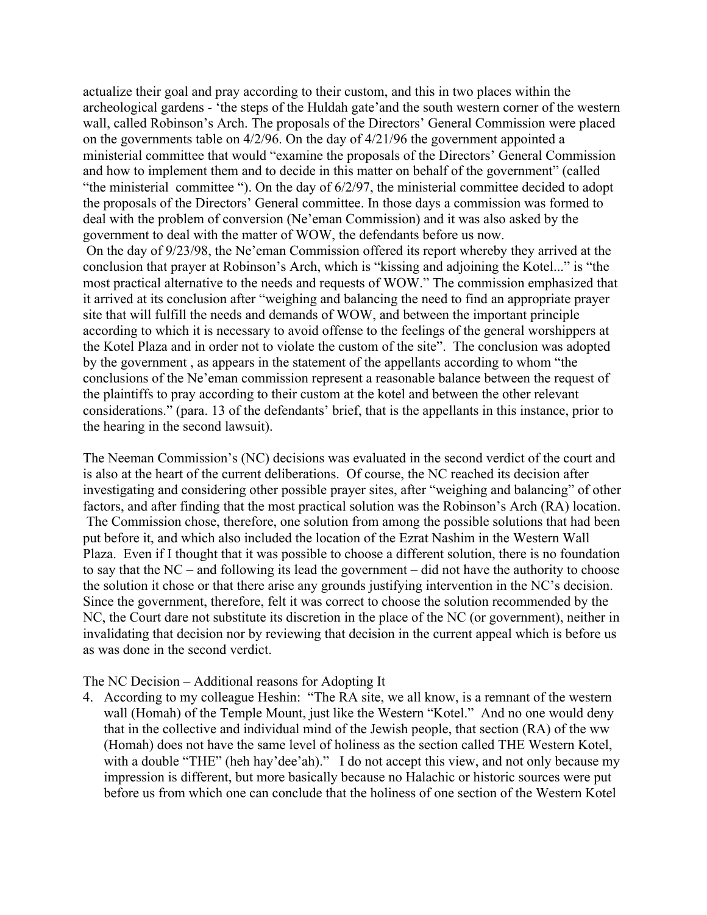actualize their goal and pray according to their custom, and this in two places within the archeological gardens - 'the steps of the Huldah gate'and the south western corner of the western wall, called Robinson's Arch. The proposals of the Directors' General Commission were placed on the governments table on 4/2/96. On the day of 4/21/96 the government appointed a ministerial committee that would "examine the proposals of the Directors' General Commission and how to implement them and to decide in this matter on behalf of the government" (called "the ministerial committee "). On the day of 6/2/97, the ministerial committee decided to adopt the proposals of the Directors' General committee. In those days a commission was formed to deal with the problem of conversion (Ne'eman Commission) and it was also asked by the government to deal with the matter of WOW, the defendants before us now.

On the day of 9/23/98, the Ne'eman Commission offered its report whereby they arrived at the conclusion that prayer at Robinson's Arch, which is "kissing and adjoining the Kotel..." is "the most practical alternative to the needs and requests of WOW." The commission emphasized that it arrived at its conclusion after "weighing and balancing the need to find an appropriate prayer site that will fulfill the needs and demands of WOW, and between the important principle according to which it is necessary to avoid offense to the feelings of the general worshippers at the Kotel Plaza and in order not to violate the custom of the site". The conclusion was adopted by the government , as appears in the statement of the appellants according to whom "the conclusions of the Ne'eman commission represent a reasonable balance between the request of the plaintiffs to pray according to their custom at the kotel and between the other relevant considerations." (para. 13 of the defendants' brief, that is the appellants in this instance, prior to the hearing in the second lawsuit).

The Neeman Commission's (NC) decisions was evaluated in the second verdict of the court and is also at the heart of the current deliberations. Of course, the NC reached its decision after investigating and considering other possible prayer sites, after "weighing and balancing" of other factors, and after finding that the most practical solution was the Robinson's Arch (RA) location. The Commission chose, therefore, one solution from among the possible solutions that had been put before it, and which also included the location of the Ezrat Nashim in the Western Wall Plaza. Even if I thought that it was possible to choose a different solution, there is no foundation to say that the NC – and following its lead the government – did not have the authority to choose the solution it chose or that there arise any grounds justifying intervention in the NC's decision. Since the government, therefore, felt it was correct to choose the solution recommended by the NC, the Court dare not substitute its discretion in the place of the NC (or government), neither in invalidating that decision nor by reviewing that decision in the current appeal which is before us as was done in the second verdict.

The NC Decision – Additional reasons for Adopting It

4. According to my colleague Heshin: "The RA site, we all know, is a remnant of the western wall (Homah) of the Temple Mount, just like the Western "Kotel." And no one would deny that in the collective and individual mind of the Jewish people, that section (RA) of the ww (Homah) does not have the same level of holiness as the section called THE Western Kotel, with a double "THE" (heh hay'dee'ah)." I do not accept this view, and not only because my impression is different, but more basically because no Halachic or historic sources were put before us from which one can conclude that the holiness of one section of the Western Kotel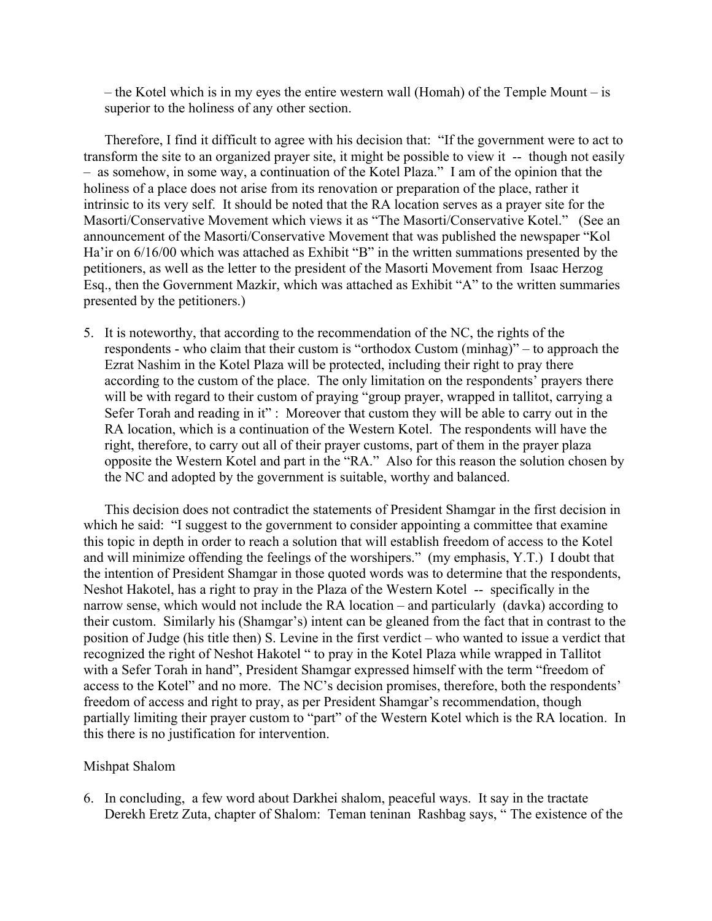– the Kotel which is in my eyes the entire western wall (Homah) of the Temple Mount – is superior to the holiness of any other section.

Therefore, I find it difficult to agree with his decision that: "If the government were to act to transform the site to an organized prayer site, it might be possible to view it -- though not easily – as somehow, in some way, a continuation of the Kotel Plaza." I am of the opinion that the holiness of a place does not arise from its renovation or preparation of the place, rather it intrinsic to its very self. It should be noted that the RA location serves as a prayer site for the Masorti/Conservative Movement which views it as "The Masorti/Conservative Kotel." (See an announcement of the Masorti/Conservative Movement that was published the newspaper "Kol Ha'ir on 6/16/00 which was attached as Exhibit "B" in the written summations presented by the petitioners, as well as the letter to the president of the Masorti Movement from Isaac Herzog Esq., then the Government Mazkir, which was attached as Exhibit "A" to the written summaries presented by the petitioners.)

5. It is noteworthy, that according to the recommendation of the NC, the rights of the respondents - who claim that their custom is "orthodox Custom (minhag)" – to approach the Ezrat Nashim in the Kotel Plaza will be protected, including their right to pray there according to the custom of the place. The only limitation on the respondents' prayers there will be with regard to their custom of praying "group prayer, wrapped in tallitot, carrying a Sefer Torah and reading in it" : Moreover that custom they will be able to carry out in the RA location, which is a continuation of the Western Kotel. The respondents will have the right, therefore, to carry out all of their prayer customs, part of them in the prayer plaza opposite the Western Kotel and part in the "RA." Also for this reason the solution chosen by the NC and adopted by the government is suitable, worthy and balanced.

This decision does not contradict the statements of President Shamgar in the first decision in which he said: "I suggest to the government to consider appointing a committee that examine this topic in depth in order to reach a solution that will establish freedom of access to the Kotel and will minimize offending the feelings of the worshipers." (my emphasis, Y.T.) I doubt that the intention of President Shamgar in those quoted words was to determine that the respondents, Neshot Hakotel, has a right to pray in the Plaza of the Western Kotel -- specifically in the narrow sense, which would not include the RA location – and particularly (davka) according to their custom. Similarly his (Shamgar's) intent can be gleaned from the fact that in contrast to the position of Judge (his title then) S. Levine in the first verdict – who wanted to issue a verdict that recognized the right of Neshot Hakotel " to pray in the Kotel Plaza while wrapped in Tallitot with a Sefer Torah in hand", President Shamgar expressed himself with the term "freedom of access to the Kotel" and no more. The NC's decision promises, therefore, both the respondents' freedom of access and right to pray, as per President Shamgar's recommendation, though partially limiting their prayer custom to "part" of the Western Kotel which is the RA location. In this there is no justification for intervention.

Mishpat Shalom

6. In concluding, a few word about Darkhei shalom, peaceful ways. It say in the tractate Derekh Eretz Zuta, chapter of Shalom: Teman teninan Rashbag says, " The existence of the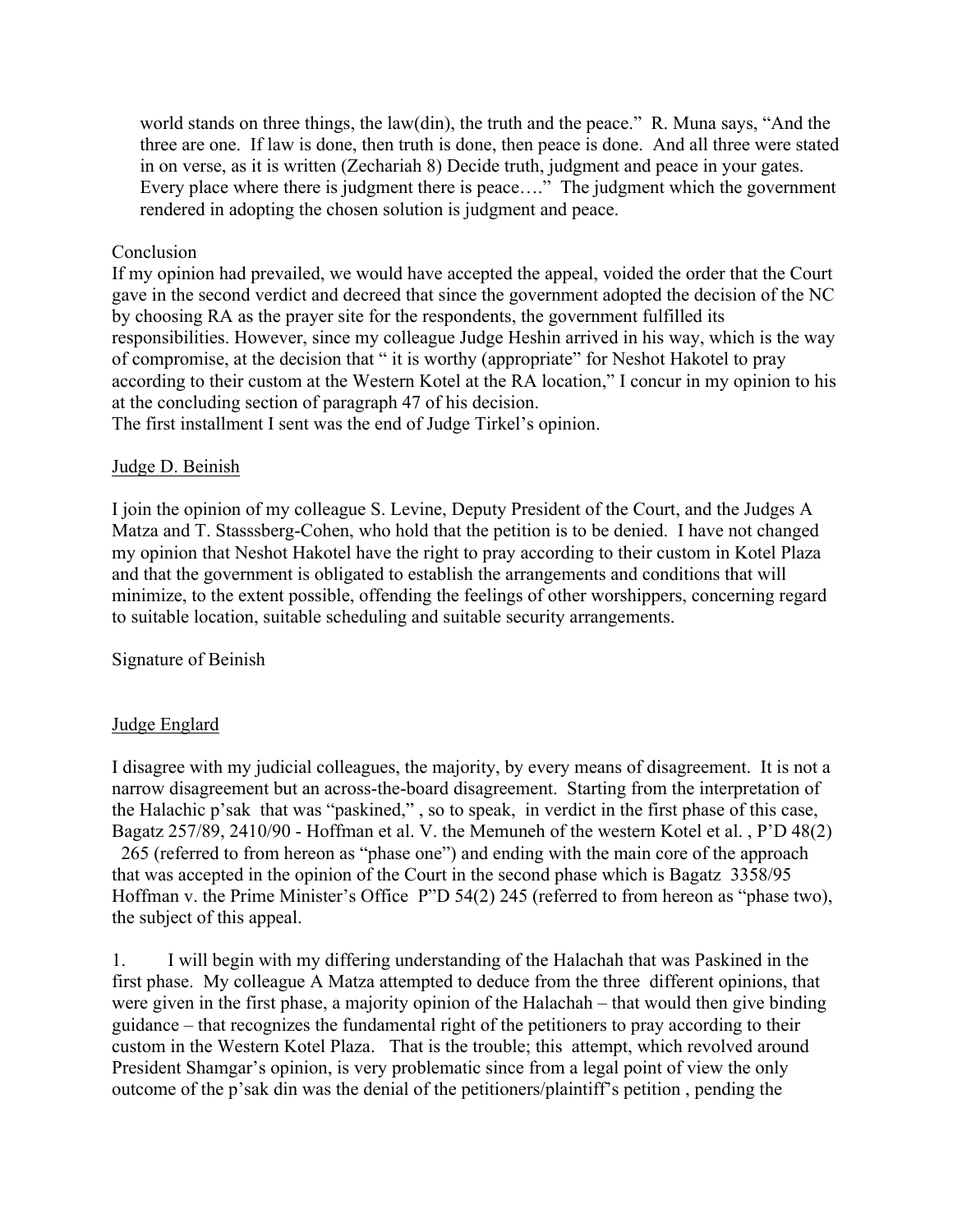world stands on three things, the law(din), the truth and the peace." R. Muna says, "And the three are one. If law is done, then truth is done, then peace is done. And all three were stated in on verse, as it is written (Zechariah 8) Decide truth, judgment and peace in your gates. Every place where there is judgment there is peace…." The judgment which the government rendered in adopting the chosen solution is judgment and peace.

Conclusion
If my opinion had prevailed, we would have accepted the appeal, voided the order that the Court gave in the second verdict and decreed that since the government adopted the decision of the NC by choosing RA as the prayer site for the respondents, the government fulfilled its responsibilities. However, since my colleague Judge Heshin arrived in his way, which is the way of compromise, at the decision that " it is worthy (appropriate" for Neshot Hakotel to pray according to their custom at the Western Kotel at the RA location," I concur in my opinion to his at the concluding section of paragraph 47 of his decision.
The first installment I sent was the end of Judge Tirkel's opinion.

<u>Judge D. Beinish</u>

I join the opinion of my colleague S. Levine, Deputy President of the Court, and the Judges A Matza and T. Stasssberg-Cohen, who hold that the petition is to be denied. I have not changed my opinion that Neshot Hakotel have the right to pray according to their custom in Kotel Plaza and that the government is obligated to establish the arrangements and conditions that will minimize, to the extent possible, offending the feelings of other worshippers, concerning regard to suitable location, suitable scheduling and suitable security arrangements.

Signature of Beinish

<u>Judge Englard</u>

I disagree with my judicial colleagues, the majority, by every means of disagreement. It is not a narrow disagreement but an across-the-board disagreement. Starting from the interpretation of the Halachic p'sak that was "paskined," , so to speak, in verdict in the first phase of this case, Bagatz 257/89, 2410/90 - Hoffman et al. V. the Memuneh of the western Kotel et al. , P'D 48(2) 265 (referred to from hereon as "phase one") and ending with the main core of the approach that was accepted in the opinion of the Court in the second phase which is Bagatz 3358/95 Hoffman v. the Prime Minister's Office P"D 54(2) 245 (referred to from hereon as "phase two), the subject of this appeal.

1. I will begin with my differing understanding of the Halachah that was Paskined in the first phase. My colleague A Matza attempted to deduce from the three different opinions, that were given in the first phase, a majority opinion of the Halachah – that would then give binding guidance – that recognizes the fundamental right of the petitioners to pray according to their custom in the Western Kotel Plaza. That is the trouble; this attempt, which revolved around President Shamgar's opinion, is very problematic since from a legal point of view the only outcome of the p'sak din was the denial of the petitioners/plaintiff's petition , pending the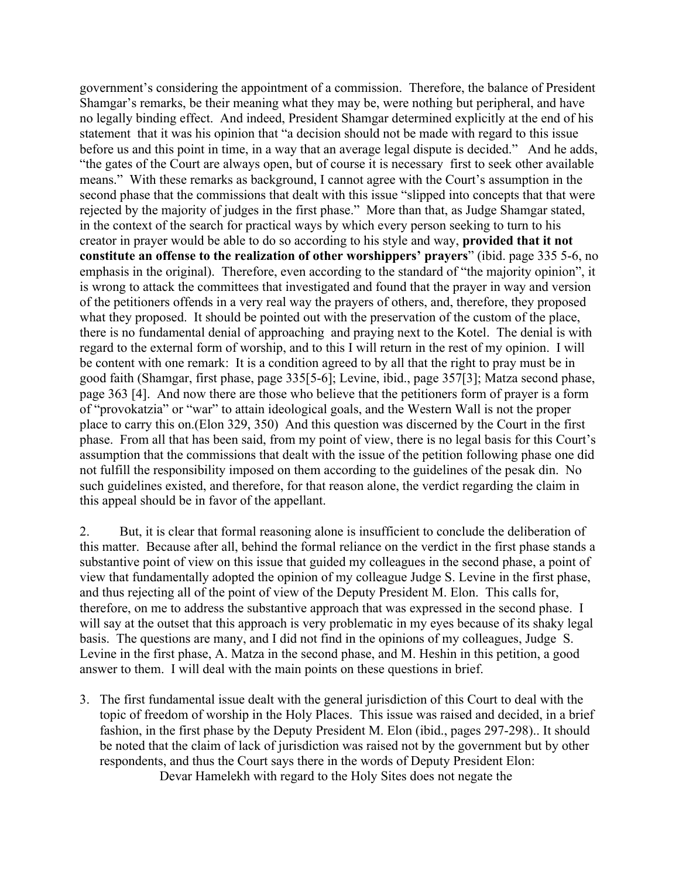government's considering the appointment of a commission. Therefore, the balance of President Shamgar's remarks, be their meaning what they may be, were nothing but peripheral, and have no legally binding effect. And indeed, President Shamgar determined explicitly at the end of his statement that it was his opinion that "a decision should not be made with regard to this issue before us and this point in time, in a way that an average legal dispute is decided." And he adds, "the gates of the Court are always open, but of course it is necessary first to seek other available means." With these remarks as background, I cannot agree with the Court's assumption in the second phase that the commissions that dealt with this issue "slipped into concepts that that were rejected by the majority of judges in the first phase." More than that, as Judge Shamgar stated, in the context of the search for practical ways by which every person seeking to turn to his creator in prayer would be able to do so according to his style and way, **provided that it not constitute an offense to the realization of other worshippers' prayers**" (ibid. page 335 5-6, no emphasis in the original). Therefore, even according to the standard of "the majority opinion", it is wrong to attack the committees that investigated and found that the prayer in way and version of the petitioners offends in a very real way the prayers of others, and, therefore, they proposed what they proposed. It should be pointed out with the preservation of the custom of the place, there is no fundamental denial of approaching and praying next to the Kotel. The denial is with regard to the external form of worship, and to this I will return in the rest of my opinion. I will be content with one remark: It is a condition agreed to by all that the right to pray must be in good faith (Shamgar, first phase, page 335[5-6]; Levine, ibid., page 357[3]; Matza second phase, page 363 [4]. And now there are those who believe that the petitioners form of prayer is a form of "provokatzia" or "war" to attain ideological goals, and the Western Wall is not the proper place to carry this on.(Elon 329, 350) And this question was discerned by the Court in the first phase. From all that has been said, from my point of view, there is no legal basis for this Court's assumption that the commissions that dealt with the issue of the petition following phase one did not fulfill the responsibility imposed on them according to the guidelines of the pesak din. No such guidelines existed, and therefore, for that reason alone, the verdict regarding the claim in this appeal should be in favor of the appellant.

2. But, it is clear that formal reasoning alone is insufficient to conclude the deliberation of this matter. Because after all, behind the formal reliance on the verdict in the first phase stands a substantive point of view on this issue that guided my colleagues in the second phase, a point of view that fundamentally adopted the opinion of my colleague Judge S. Levine in the first phase, and thus rejecting all of the point of view of the Deputy President M. Elon. This calls for, therefore, on me to address the substantive approach that was expressed in the second phase. I will say at the outset that this approach is very problematic in my eyes because of its shaky legal basis. The questions are many, and I did not find in the opinions of my colleagues, Judge S. Levine in the first phase, A. Matza in the second phase, and M. Heshin in this petition, a good answer to them. I will deal with the main points on these questions in brief.

3. The first fundamental issue dealt with the general jurisdiction of this Court to deal with the topic of freedom of worship in the Holy Places. This issue was raised and decided, in a brief fashion, in the first phase by the Deputy President M. Elon (ibid., pages 297-298).. It should be noted that the claim of lack of jurisdiction was raised not by the government but by other respondents, and thus the Court says there in the words of Deputy President Elon:

   Devar Hamelekh with regard to the Holy Sites does not negate the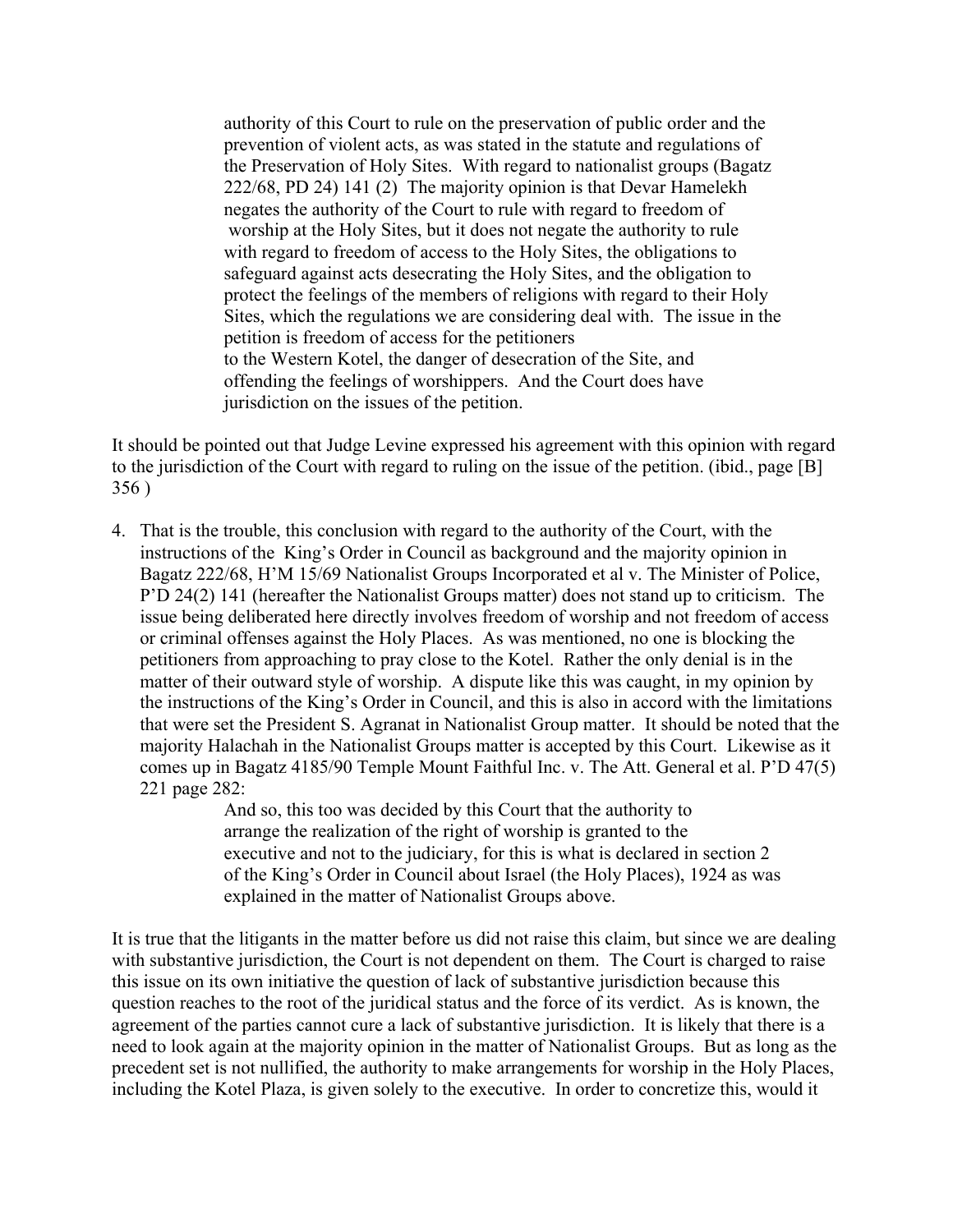> authority of this Court to rule on the preservation of public order and the prevention of violent acts, as was stated in the statute and regulations of the Preservation of Holy Sites. With regard to nationalist groups (Bagatz 222/68, PD 24) 141 (2) The majority opinion is that Devar Hamelekh negates the authority of the Court to rule with regard to freedom of worship at the Holy Sites, but it does not negate the authority to rule with regard to freedom of access to the Holy Sites, the obligations to safeguard against acts desecrating the Holy Sites, and the obligation to protect the feelings of the members of religions with regard to their Holy Sites, which the regulations we are considering deal with. The issue in the petition is freedom of access for the petitioners to the Western Kotel, the danger of desecration of the Site, and offending the feelings of worshippers. And the Court does have jurisdiction on the issues of the petition.

It should be pointed out that Judge Levine expressed his agreement with this opinion with regard to the jurisdiction of the Court with regard to ruling on the issue of the petition. (ibid., page [B] 356 )

4. That is the trouble, this conclusion with regard to the authority of the Court, with the instructions of the King's Order in Council as background and the majority opinion in Bagatz 222/68, H'M 15/69 Nationalist Groups Incorporated et al v. The Minister of Police, P'D 24(2) 141 (hereafter the Nationalist Groups matter) does not stand up to criticism. The issue being deliberated here directly involves freedom of worship and not freedom of access or criminal offenses against the Holy Places. As was mentioned, no one is blocking the petitioners from approaching to pray close to the Kotel. Rather the only denial is in the matter of their outward style of worship. A dispute like this was caught, in my opinion by the instructions of the King's Order in Council, and this is also in accord with the limitations that were set the President S. Agranat in Nationalist Group matter. It should be noted that the majority Halachah in the Nationalist Groups matter is accepted by this Court. Likewise as it comes up in Bagatz 4185/90 Temple Mount Faithful Inc. v. The Att. General et al. P'D 47(5) 221 page 282:

> And so, this too was decided by this Court that the authority to arrange the realization of the right of worship is granted to the executive and not to the judiciary, for this is what is declared in section 2 of the King's Order in Council about Israel (the Holy Places), 1924 as was explained in the matter of Nationalist Groups above.

It is true that the litigants in the matter before us did not raise this claim, but since we are dealing with substantive jurisdiction, the Court is not dependent on them. The Court is charged to raise this issue on its own initiative the question of lack of substantive jurisdiction because this question reaches to the root of the juridical status and the force of its verdict. As is known, the agreement of the parties cannot cure a lack of substantive jurisdiction. It is likely that there is a need to look again at the majority opinion in the matter of Nationalist Groups. But as long as the precedent set is not nullified, the authority to make arrangements for worship in the Holy Places, including the Kotel Plaza, is given solely to the executive. In order to concretize this, would it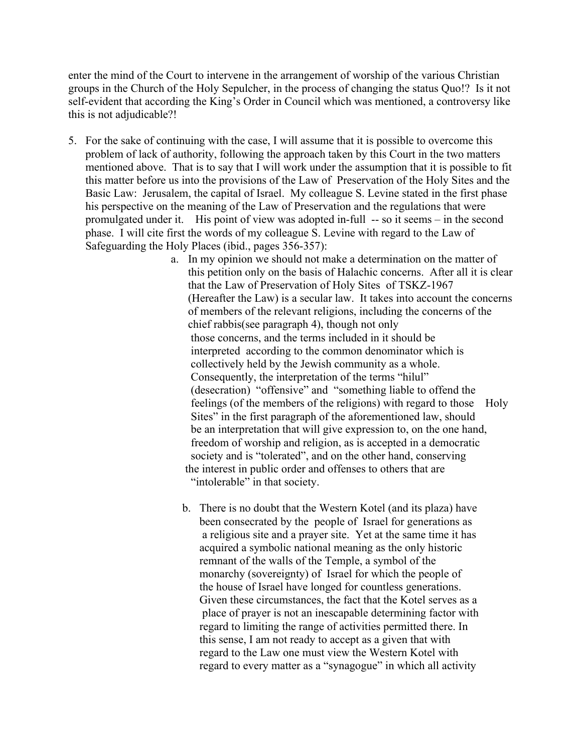enter the mind of the Court to intervene in the arrangement of worship of the various Christian groups in the Church of the Holy Sepulcher, in the process of changing the status Quo!? Is it not self-evident that according the King's Order in Council which was mentioned, a controversy like this is not adjudicable?!

5. For the sake of continuing with the case, I will assume that it is possible to overcome this problem of lack of authority, following the approach taken by this Court in the two matters mentioned above. That is to say that I will work under the assumption that it is possible to fit this matter before us into the provisions of the Law of Preservation of the Holy Sites and the Basic Law: Jerusalem, the capital of Israel. My colleague S. Levine stated in the first phase his perspective on the meaning of the Law of Preservation and the regulations that were promulgated under it. His point of view was adopted in-full -- so it seems – in the second phase. I will cite first the words of my colleague S. Levine with regard to the Law of Safeguarding the Holy Places (ibid., pages 356-357):

    a. In my opinion we should not make a determination on the matter of this petition only on the basis of Halachic concerns. After all it is clear that the Law of Preservation of Holy Sites of TSKZ-1967 (Hereafter the Law) is a secular law. It takes into account the concerns of members of the relevant religions, including the concerns of the chief rabbis(see paragraph 4), though not only those concerns, and the terms included in it should be interpreted according to the common denominator which is collectively held by the Jewish community as a whole. Consequently, the interpretation of the terms "hilul" (desecration) "offensive" and "something liable to offend the feelings (of the members of the religions) with regard to those Holy Sites" in the first paragraph of the aforementioned law, should be an interpretation that will give expression to, on the one hand, freedom of worship and religion, as is accepted in a democratic society and is "tolerated", and on the other hand, conserving the interest in public order and offenses to others that are "intolerable" in that society.

    b. There is no doubt that the Western Kotel (and its plaza) have been consecrated by the people of Israel for generations as a religious site and a prayer site. Yet at the same time it has acquired a symbolic national meaning as the only historic remnant of the walls of the Temple, a symbol of the monarchy (sovereignty) of Israel for which the people of the house of Israel have longed for countless generations. Given these circumstances, the fact that the Kotel serves as a place of prayer is not an inescapable determining factor with regard to limiting the range of activities permitted there. In this sense, I am not ready to accept as a given that with regard to the Law one must view the Western Kotel with regard to every matter as a "synagogue" in which all activity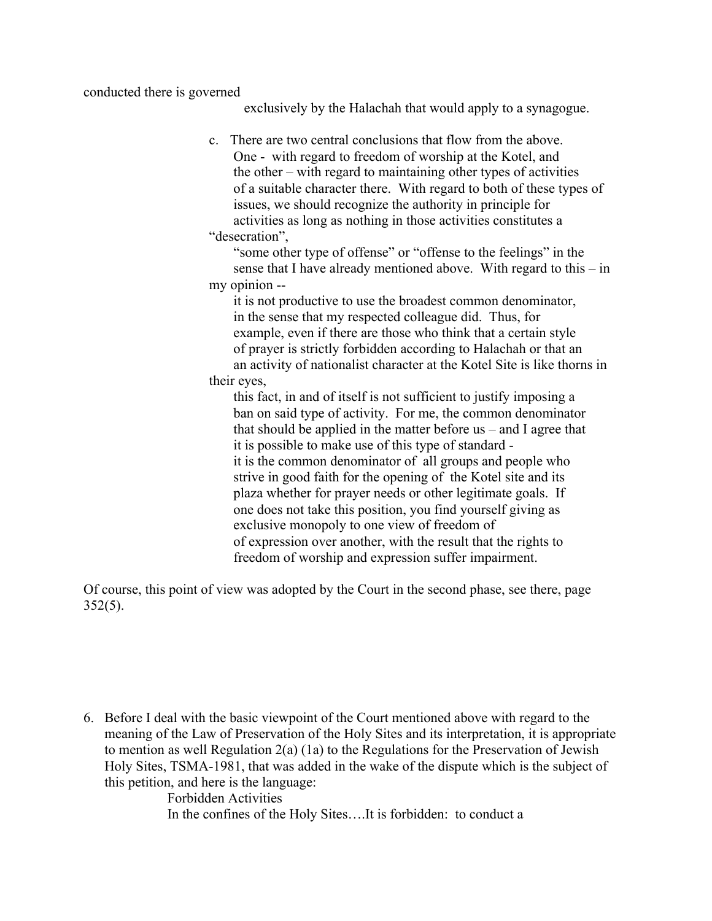conducted there is governed exclusively by the Halachah that would apply to a synagogue.

> c. There are two central conclusions that flow from the above. One - with regard to freedom of worship at the Kotel, and the other – with regard to maintaining other types of activities of a suitable character there. With regard to both of these types of issues, we should recognize the authority in principle for activities as long as nothing in those activities constitutes a "desecration", "some other type of offense" or "offense to the feelings" in the sense that I have already mentioned above. With regard to this – in my opinion -- it is not productive to use the broadest common denominator, in the sense that my respected colleague did. Thus, for example, even if there are those who think that a certain style of prayer is strictly forbidden according to Halachah or that an an activity of nationalist character at the Kotel Site is like thorns in their eyes, this fact, in and of itself is not sufficient to justify imposing a ban on said type of activity. For me, the common denominator that should be applied in the matter before us – and I agree that it is possible to make use of this type of standard - it is the common denominator of all groups and people who strive in good faith for the opening of the Kotel site and its plaza whether for prayer needs or other legitimate goals. If one does not take this position, you find yourself giving as exclusive monopoly to one view of freedom of of expression over another, with the result that the rights to freedom of worship and expression suffer impairment.

Of course, this point of view was adopted by the Court in the second phase, see there, page 352(5).

6. Before I deal with the basic viewpoint of the Court mentioned above with regard to the meaning of the Law of Preservation of the Holy Sites and its interpretation, it is appropriate to mention as well Regulation 2(a) (1a) to the Regulations for the Preservation of Jewish Holy Sites, TSMA-1981, that was added in the wake of the dispute which is the subject of this petition, and here is the language:

   > Forbidden Activities
   >
   > In the confines of the Holy Sites….It is forbidden: to conduct a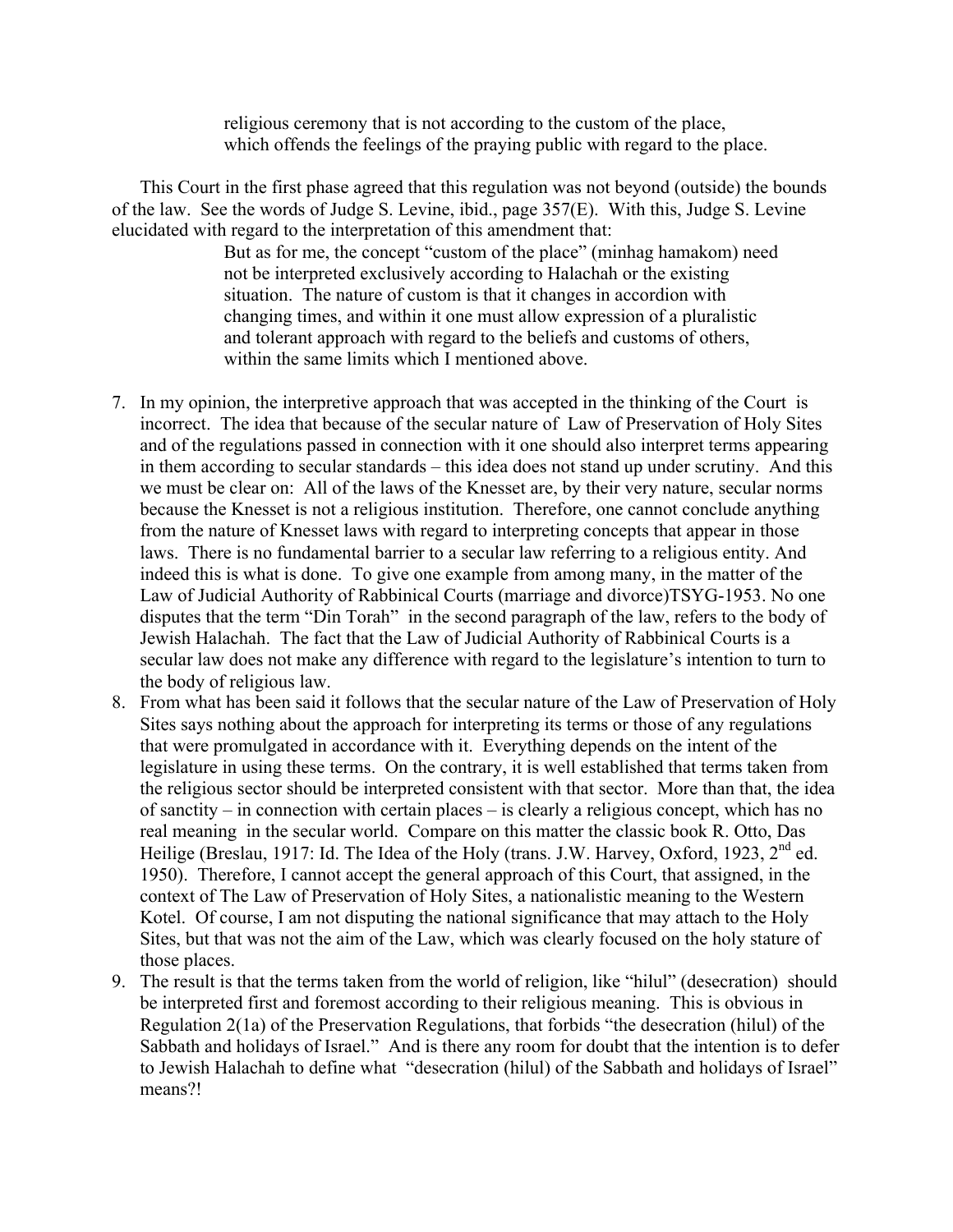> religious ceremony that is not according to the custom of the place, which offends the feelings of the praying public with regard to the place.

This Court in the first phase agreed that this regulation was not beyond (outside) the bounds of the law. See the words of Judge S. Levine, ibid., page 357(E). With this, Judge S. Levine elucidated with regard to the interpretation of this amendment that:

> But as for me, the concept "custom of the place" (minhag hamakom) need not be interpreted exclusively according to Halachah or the existing situation. The nature of custom is that it changes in accordion with changing times, and within it one must allow expression of a pluralistic and tolerant approach with regard to the beliefs and customs of others, within the same limits which I mentioned above.

7. In my opinion, the interpretive approach that was accepted in the thinking of the Court is incorrect. The idea that because of the secular nature of Law of Preservation of Holy Sites and of the regulations passed in connection with it one should also interpret terms appearing in them according to secular standards – this idea does not stand up under scrutiny. And this we must be clear on: All of the laws of the Knesset are, by their very nature, secular norms because the Knesset is not a religious institution. Therefore, one cannot conclude anything from the nature of Knesset laws with regard to interpreting concepts that appear in those laws. There is no fundamental barrier to a secular law referring to a religious entity. And indeed this is what is done. To give one example from among many, in the matter of the Law of Judicial Authority of Rabbinical Courts (marriage and divorce)TSYG-1953. No one disputes that the term "Din Torah" in the second paragraph of the law, refers to the body of Jewish Halachah. The fact that the Law of Judicial Authority of Rabbinical Courts is a secular law does not make any difference with regard to the legislature's intention to turn to the body of religious law.
8. From what has been said it follows that the secular nature of the Law of Preservation of Holy Sites says nothing about the approach for interpreting its terms or those of any regulations that were promulgated in accordance with it. Everything depends on the intent of the legislature in using these terms. On the contrary, it is well established that terms taken from the religious sector should be interpreted consistent with that sector. More than that, the idea of sanctity – in connection with certain places – is clearly a religious concept, which has no real meaning in the secular world. Compare on this matter the classic book R. Otto, Das Heilige (Breslau, 1917: Id. The Idea of the Holy (trans. J.W. Harvey, Oxford, 1923, 2nd ed. 1950). Therefore, I cannot accept the general approach of this Court, that assigned, in the context of The Law of Preservation of Holy Sites, a nationalistic meaning to the Western Kotel. Of course, I am not disputing the national significance that may attach to the Holy Sites, but that was not the aim of the Law, which was clearly focused on the holy stature of those places.
9. The result is that the terms taken from the world of religion, like "hilul" (desecration) should be interpreted first and foremost according to their religious meaning. This is obvious in Regulation 2(1a) of the Preservation Regulations, that forbids "the desecration (hilul) of the Sabbath and holidays of Israel." And is there any room for doubt that the intention is to defer to Jewish Halachah to define what "desecration (hilul) of the Sabbath and holidays of Israel" means?!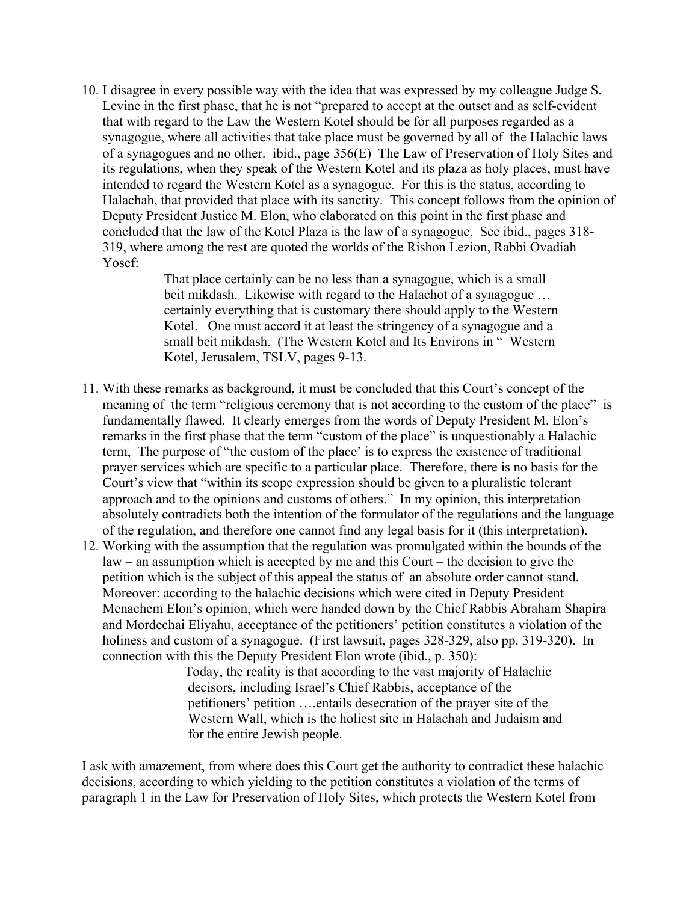10. I disagree in every possible way with the idea that was expressed by my colleague Judge S. Levine in the first phase, that he is not "prepared to accept at the outset and as self-evident that with regard to the Law the Western Kotel should be for all purposes regarded as a synagogue, where all activities that take place must be governed by all of the Halachic laws of a synagogues and no other. ibid., page 356(E) The Law of Preservation of Holy Sites and its regulations, when they speak of the Western Kotel and its plaza as holy places, must have intended to regard the Western Kotel as a synagogue. For this is the status, according to Halachah, that provided that place with its sanctity. This concept follows from the opinion of Deputy President Justice M. Elon, who elaborated on this point in the first phase and concluded that the law of the Kotel Plaza is the law of a synagogue. See ibid., pages 318-319, where among the rest are quoted the worlds of the Rishon Lezion, Rabbi Ovadiah Yosef:

> That place certainly can be no less than a synagogue, which is a small beit mikdash. Likewise with regard to the Halachot of a synagogue … certainly everything that is customary there should apply to the Western Kotel. One must accord it at least the stringency of a synagogue and a small beit mikdash. (The Western Kotel and Its Environs in " Western Kotel, Jerusalem, TSLV, pages 9-13.

11. With these remarks as background, it must be concluded that this Court's concept of the meaning of the term "religious ceremony that is not according to the custom of the place" is fundamentally flawed. It clearly emerges from the words of Deputy President M. Elon's remarks in the first phase that the term "custom of the place" is unquestionably a Halachic term, The purpose of "the custom of the place' is to express the existence of traditional prayer services which are specific to a particular place. Therefore, there is no basis for the Court's view that "within its scope expression should be given to a pluralistic tolerant approach and to the opinions and customs of others." In my opinion, this interpretation absolutely contradicts both the intention of the formulator of the regulations and the language of the regulation, and therefore one cannot find any legal basis for it (this interpretation).
12. Working with the assumption that the regulation was promulgated within the bounds of the law – an assumption which is accepted by me and this Court – the decision to give the petition which is the subject of this appeal the status of an absolute order cannot stand. Moreover: according to the halachic decisions which were cited in Deputy President Menachem Elon's opinion, which were handed down by the Chief Rabbis Abraham Shapira and Mordechai Eliyahu, acceptance of the petitioners' petition constitutes a violation of the holiness and custom of a synagogue. (First lawsuit, pages 328-329, also pp. 319-320). In connection with this the Deputy President Elon wrote (ibid., p. 350):

> Today, the reality is that according to the vast majority of Halachic decisors, including Israel's Chief Rabbis, acceptance of the petitioners' petition ….entails desecration of the prayer site of the Western Wall, which is the holiest site in Halachah and Judaism and for the entire Jewish people.

I ask with amazement, from where does this Court get the authority to contradict these halachic decisions, according to which yielding to the petition constitutes a violation of the terms of paragraph 1 in the Law for Preservation of Holy Sites, which protects the Western Kotel from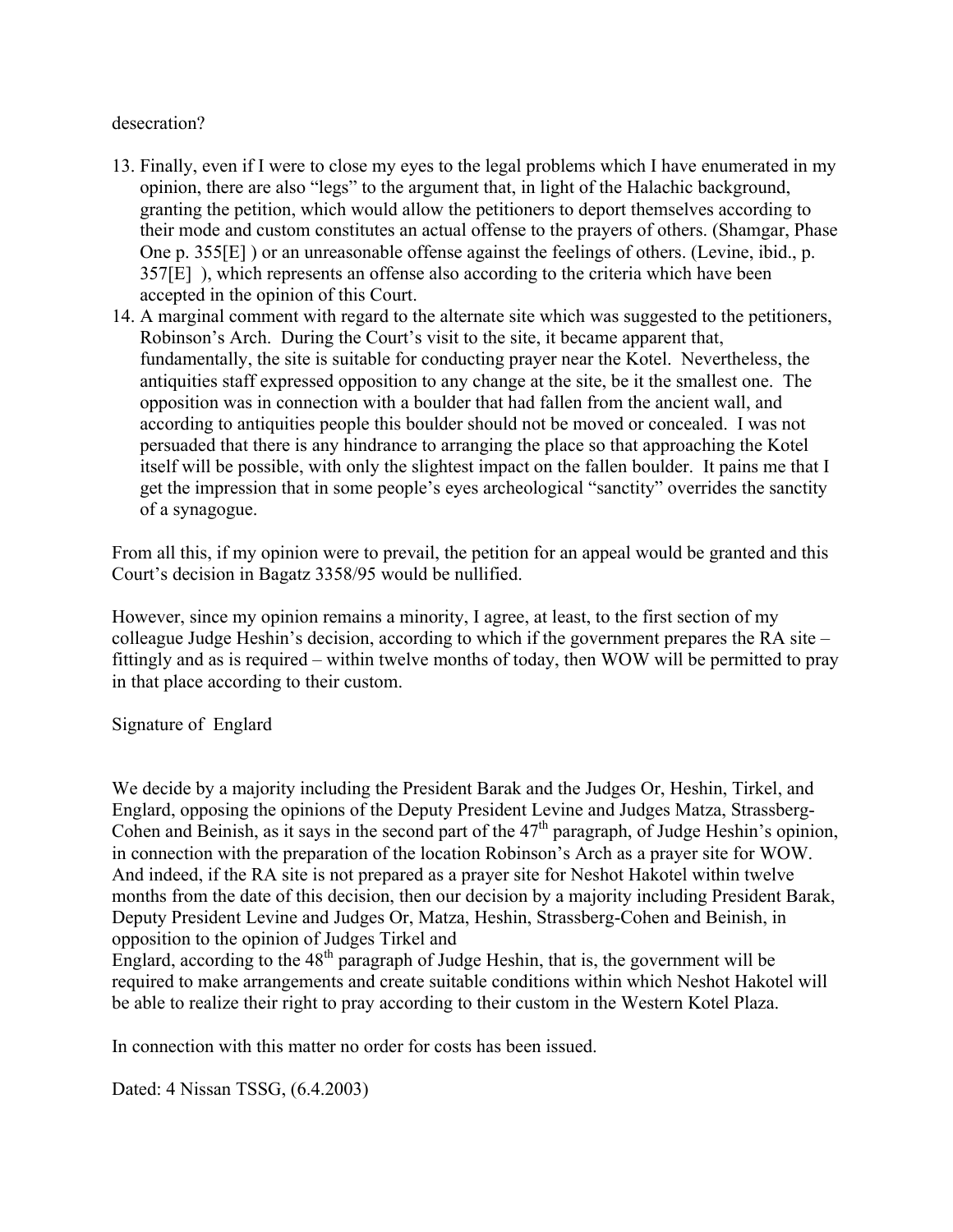desecration?

13. Finally, even if I were to close my eyes to the legal problems which I have enumerated in my opinion, there are also "legs" to the argument that, in light of the Halachic background, granting the petition, which would allow the petitioners to deport themselves according to their mode and custom constitutes an actual offense to the prayers of others. (Shamgar, Phase One p. 355[E] ) or an unreasonable offense against the feelings of others. (Levine, ibid., p. 357[E] ), which represents an offense also according to the criteria which have been accepted in the opinion of this Court.
14. A marginal comment with regard to the alternate site which was suggested to the petitioners, Robinson's Arch. During the Court's visit to the site, it became apparent that, fundamentally, the site is suitable for conducting prayer near the Kotel. Nevertheless, the antiquities staff expressed opposition to any change at the site, be it the smallest one. The opposition was in connection with a boulder that had fallen from the ancient wall, and according to antiquities people this boulder should not be moved or concealed. I was not persuaded that there is any hindrance to arranging the place so that approaching the Kotel itself will be possible, with only the slightest impact on the fallen boulder. It pains me that I get the impression that in some people's eyes archeological "sanctity" overrides the sanctity of a synagogue.

From all this, if my opinion were to prevail, the petition for an appeal would be granted and this Court's decision in Bagatz 3358/95 would be nullified.

However, since my opinion remains a minority, I agree, at least, to the first section of my colleague Judge Heshin's decision, according to which if the government prepares the RA site – fittingly and as is required – within twelve months of today, then WOW will be permitted to pray in that place according to their custom.

Signature of Englard

We decide by a majority including the President Barak and the Judges Or, Heshin, Tirkel, and Englard, opposing the opinions of the Deputy President Levine and Judges Matza, Strassberg-Cohen and Beinish, as it says in the second part of the 47th paragraph, of Judge Heshin's opinion, in connection with the preparation of the location Robinson's Arch as a prayer site for WOW. And indeed, if the RA site is not prepared as a prayer site for Neshot Hakotel within twelve months from the date of this decision, then our decision by a majority including President Barak, Deputy President Levine and Judges Or, Matza, Heshin, Strassberg-Cohen and Beinish, in opposition to the opinion of Judges Tirkel and Englard, according to the 48th paragraph of Judge Heshin, that is, the government will be required to make arrangements and create suitable conditions within which Neshot Hakotel will be able to realize their right to pray according to their custom in the Western Kotel Plaza.

In connection with this matter no order for costs has been issued.

Dated: 4 Nissan TSSG, (6.4.2003)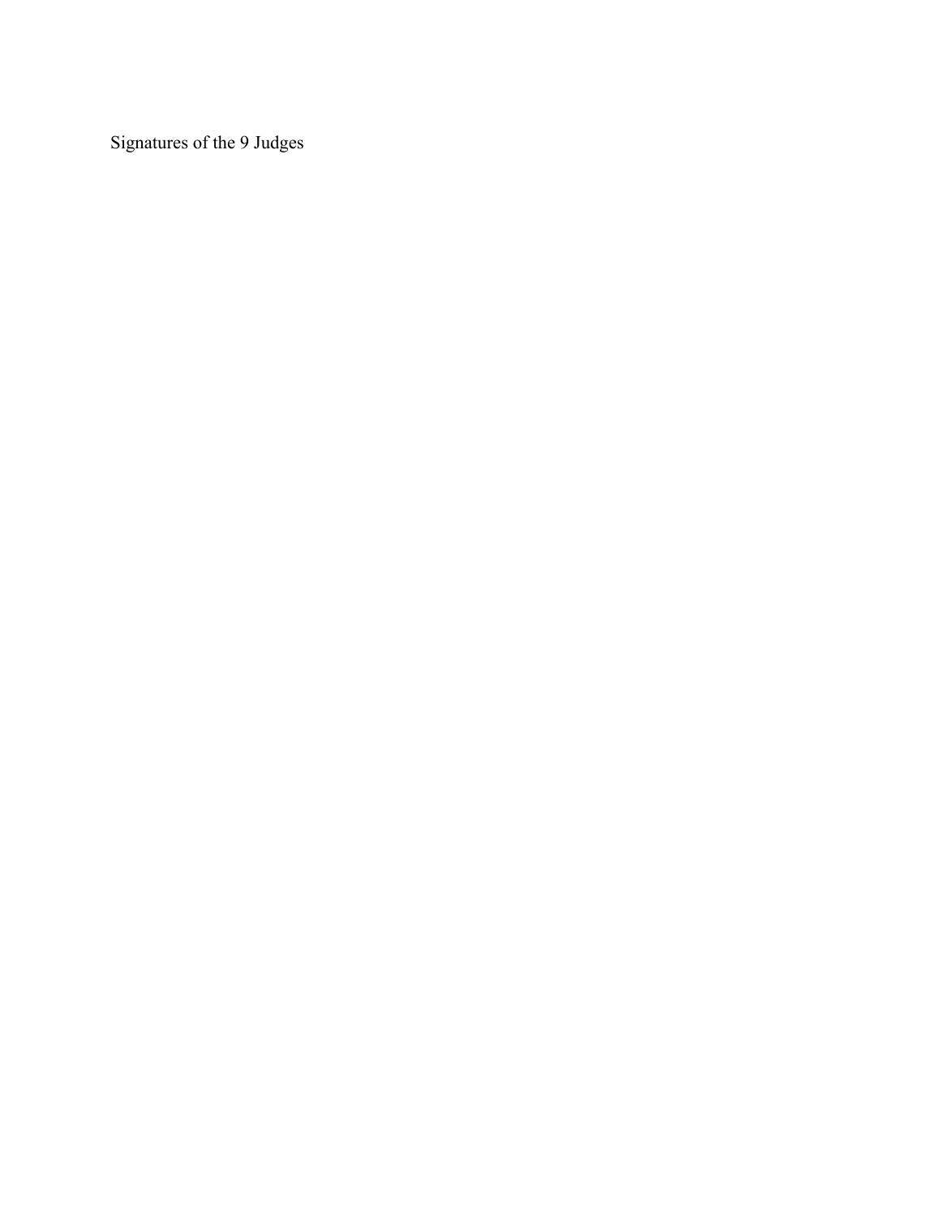Signatures of the 9 Judges